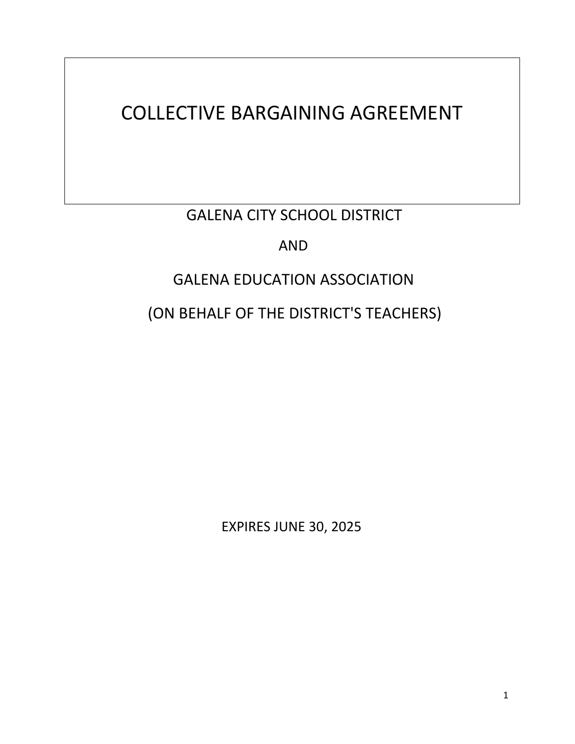# COLLECTIVE BARGAINING AGREEMENT

GALENA CITY SCHOOL DISTRICT

AND

GALENA EDUCATION ASSOCIATION

(ON BEHALF OF THE DISTRICT'S TEACHERS)

EXPIRES JUNE 30, 2025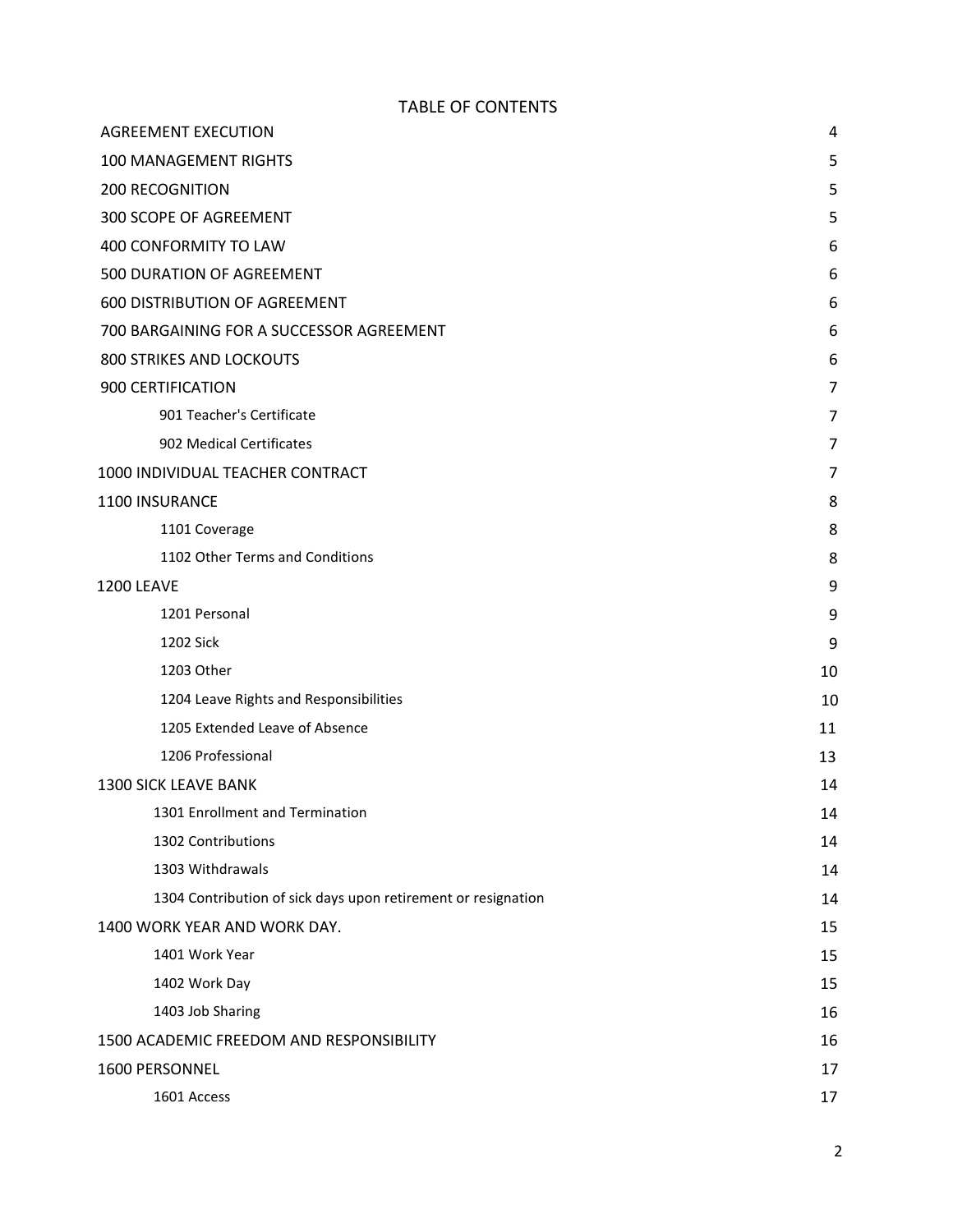# TABLE OF CONTENTS

| | |
|---|---|
| AGREEMENT EXECUTION | 4 |
| 100 MANAGEMENT RIGHTS | 5 |
| 200 RECOGNITION | 5 |
| 300 SCOPE OF AGREEMENT | 5 |
| 400 CONFORMITY TO LAW | 6 |
| 500 DURATION OF AGREEMENT | 6 |
| 600 DISTRIBUTION OF AGREEMENT | 6 |
| 700 BARGAINING FOR A SUCCESSOR AGREEMENT | 6 |
| 800 STRIKES AND LOCKOUTS | 6 |
| 900 CERTIFICATION | 7 |
| 901 Teacher's Certificate | 7 |
| 902 Medical Certificates | 7 |
| 1000 INDIVIDUAL TEACHER CONTRACT | 7 |
| 1100 INSURANCE | 8 |
| 1101 Coverage | 8 |
| 1102 Other Terms and Conditions | 8 |
| 1200 LEAVE | 9 |
| 1201 Personal | 9 |
| 1202 Sick | 9 |
| 1203 Other | 10 |
| 1204 Leave Rights and Responsibilities | 10 |
| 1205 Extended Leave of Absence | 11 |
| 1206 Professional | 13 |
| 1300 SICK LEAVE BANK | 14 |
| 1301 Enrollment and Termination | 14 |
| 1302 Contributions | 14 |
| 1303 Withdrawals | 14 |
| 1304 Contribution of sick days upon retirement or resignation | 14 |
| 1400 WORK YEAR AND WORK DAY. | 15 |
| 1401 Work Year | 15 |
| 1402 Work Day | 15 |
| 1403 Job Sharing | 16 |
| 1500 ACADEMIC FREEDOM AND RESPONSIBILITY | 16 |
| 1600 PERSONNEL | 17 |
| 1601 Access | 17 |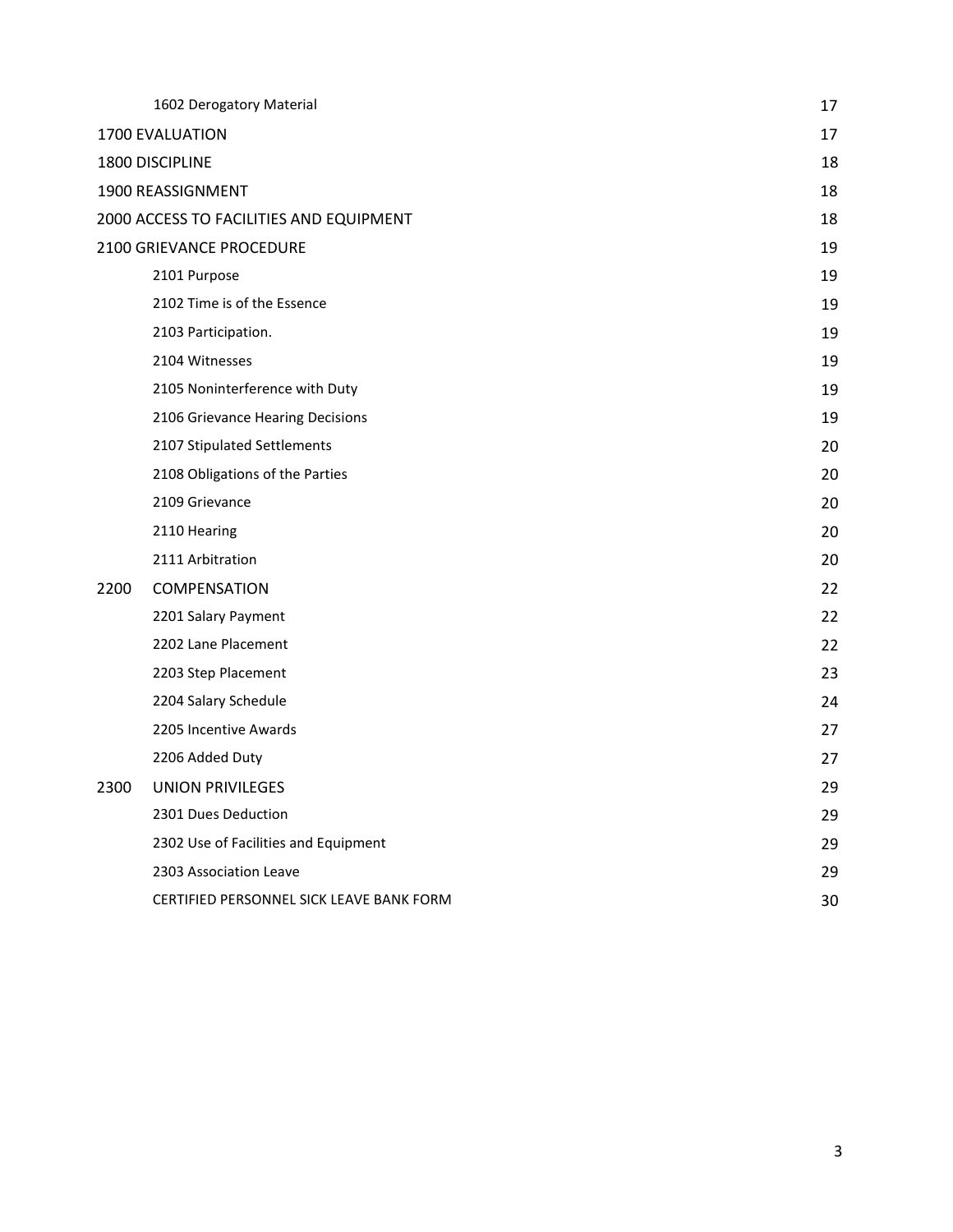| | |
|---|---|
| 1602 Derogatory Material | 17 |
| 1700 EVALUATION | 17 |
| 1800 DISCIPLINE | 18 |
| 1900 REASSIGNMENT | 18 |
| 2000 ACCESS TO FACILITIES AND EQUIPMENT | 18 |
| 2100 GRIEVANCE PROCEDURE | 19 |
| 2101 Purpose | 19 |
| 2102 Time is of the Essence | 19 |
| 2103 Participation. | 19 |
| 2104 Witnesses | 19 |
| 2105 Noninterference with Duty | 19 |
| 2106 Grievance Hearing Decisions | 19 |
| 2107 Stipulated Settlements | 20 |
| 2108 Obligations of the Parties | 20 |
| 2109 Grievance | 20 |
| 2110 Hearing | 20 |
| 2111 Arbitration | 20 |
| 2200 COMPENSATION | 22 |
| 2201 Salary Payment | 22 |
| 2202 Lane Placement | 22 |
| 2203 Step Placement | 23 |
| 2204 Salary Schedule | 24 |
| 2205 Incentive Awards | 27 |
| 2206 Added Duty | 27 |
| 2300 UNION PRIVILEGES | 29 |
| 2301 Dues Deduction | 29 |
| 2302 Use of Facilities and Equipment | 29 |
| 2303 Association Leave | 29 |
| CERTIFIED PERSONNEL SICK LEAVE BANK FORM | 30 |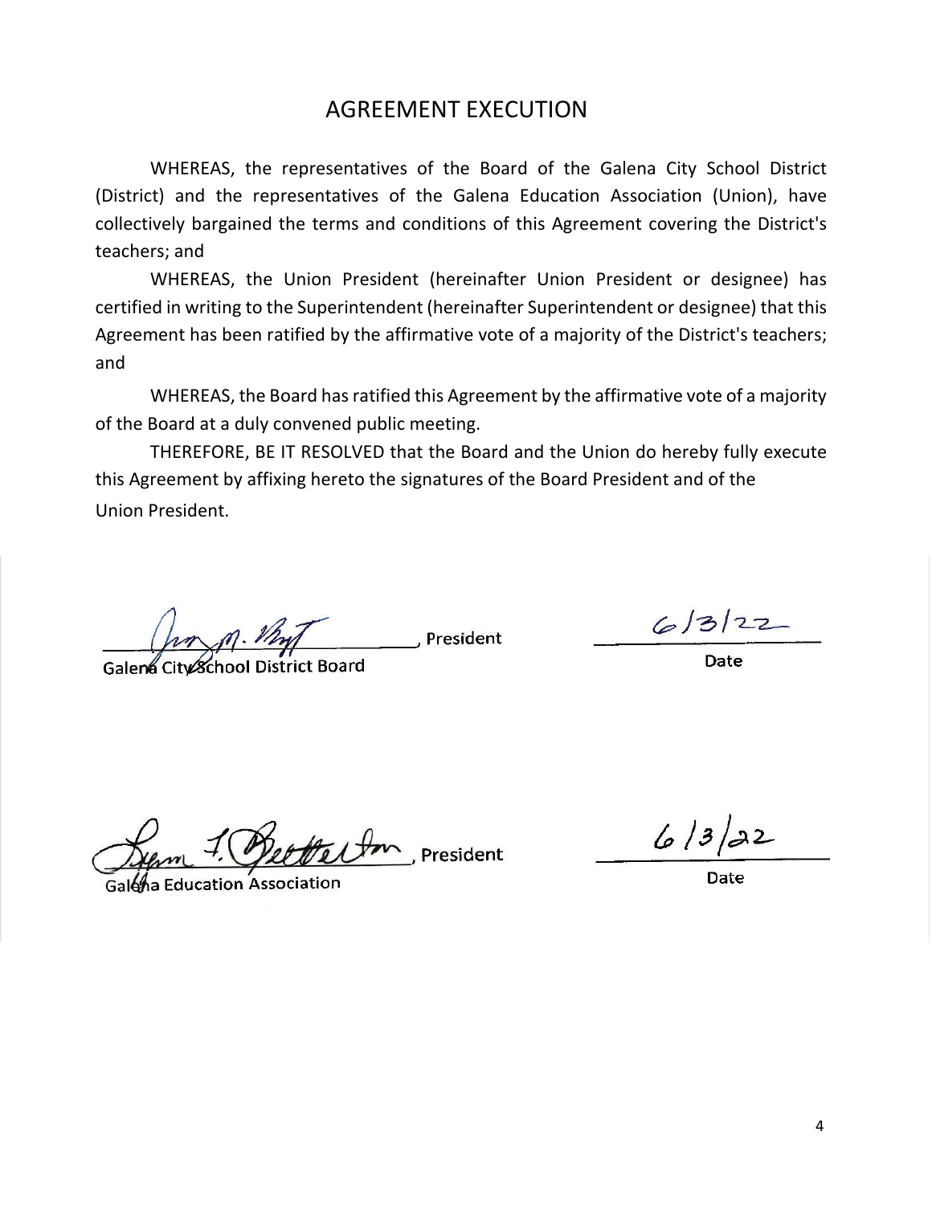# AGREEMENT EXECUTION

WHEREAS, the representatives of the Board of the Galena City School District (District) and the representatives of the Galena Education Association (Union), have collectively bargained the terms and conditions of this Agreement covering the District's teachers; and

WHEREAS, the Union President (hereinafter Union President or designee) has certified in writing to the Superintendent (hereinafter Superintendent or designee) that this Agreement has been ratified by the affirmative vote of a majority of the District's teachers; and

WHEREAS, the Board has ratified this Agreement by the affirmative vote of a majority of the Board at a duly convened public meeting.

THEREFORE, BE IT RESOLVED that the Board and the Union do hereby fully execute this Agreement by affixing hereto the signatures of the Board President and of the Union President.

_______________________________, President
Galena City School District Board

6/3/22
Date

_______________________________, President
Galena Education Association

6/3/22
Date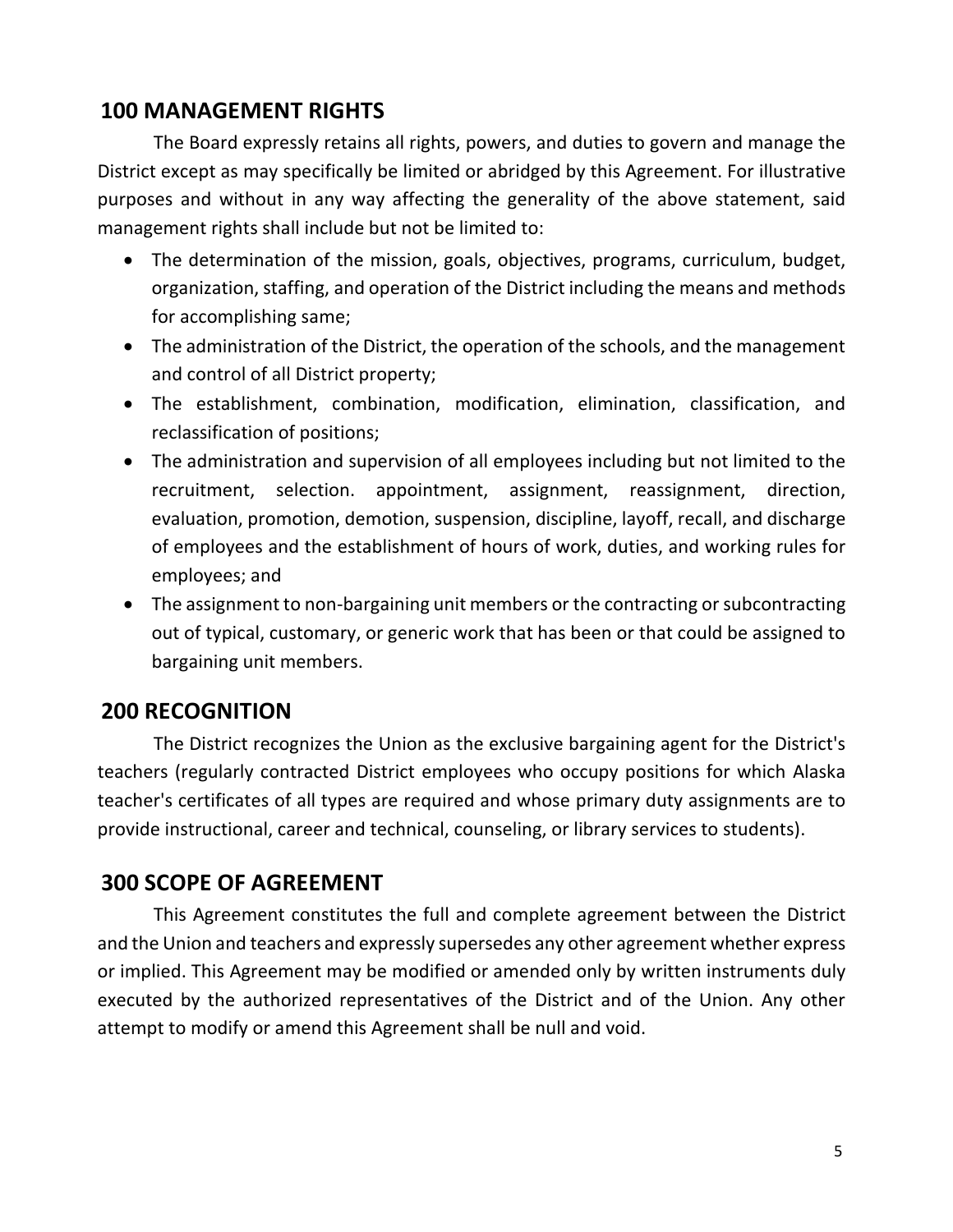## 100 MANAGEMENT RIGHTS

The Board expressly retains all rights, powers, and duties to govern and manage the District except as may specifically be limited or abridged by this Agreement. For illustrative purposes and without in any way affecting the generality of the above statement, said management rights shall include but not be limited to:

- The determination of the mission, goals, objectives, programs, curriculum, budget, organization, staffing, and operation of the District including the means and methods for accomplishing same;
- The administration of the District, the operation of the schools, and the management and control of all District property;
- The establishment, combination, modification, elimination, classification, and reclassification of positions;
- The administration and supervision of all employees including but not limited to the recruitment, selection. appointment, assignment, reassignment, direction, evaluation, promotion, demotion, suspension, discipline, layoff, recall, and discharge of employees and the establishment of hours of work, duties, and working rules for employees; and
- The assignment to non-bargaining unit members or the contracting or subcontracting out of typical, customary, or generic work that has been or that could be assigned to bargaining unit members.

## 200 RECOGNITION

The District recognizes the Union as the exclusive bargaining agent for the District's teachers (regularly contracted District employees who occupy positions for which Alaska teacher's certificates of all types are required and whose primary duty assignments are to provide instructional, career and technical, counseling, or library services to students).

## 300 SCOPE OF AGREEMENT

This Agreement constitutes the full and complete agreement between the District and the Union and teachers and expressly supersedes any other agreement whether express or implied. This Agreement may be modified or amended only by written instruments duly executed by the authorized representatives of the District and of the Union. Any other attempt to modify or amend this Agreement shall be null and void.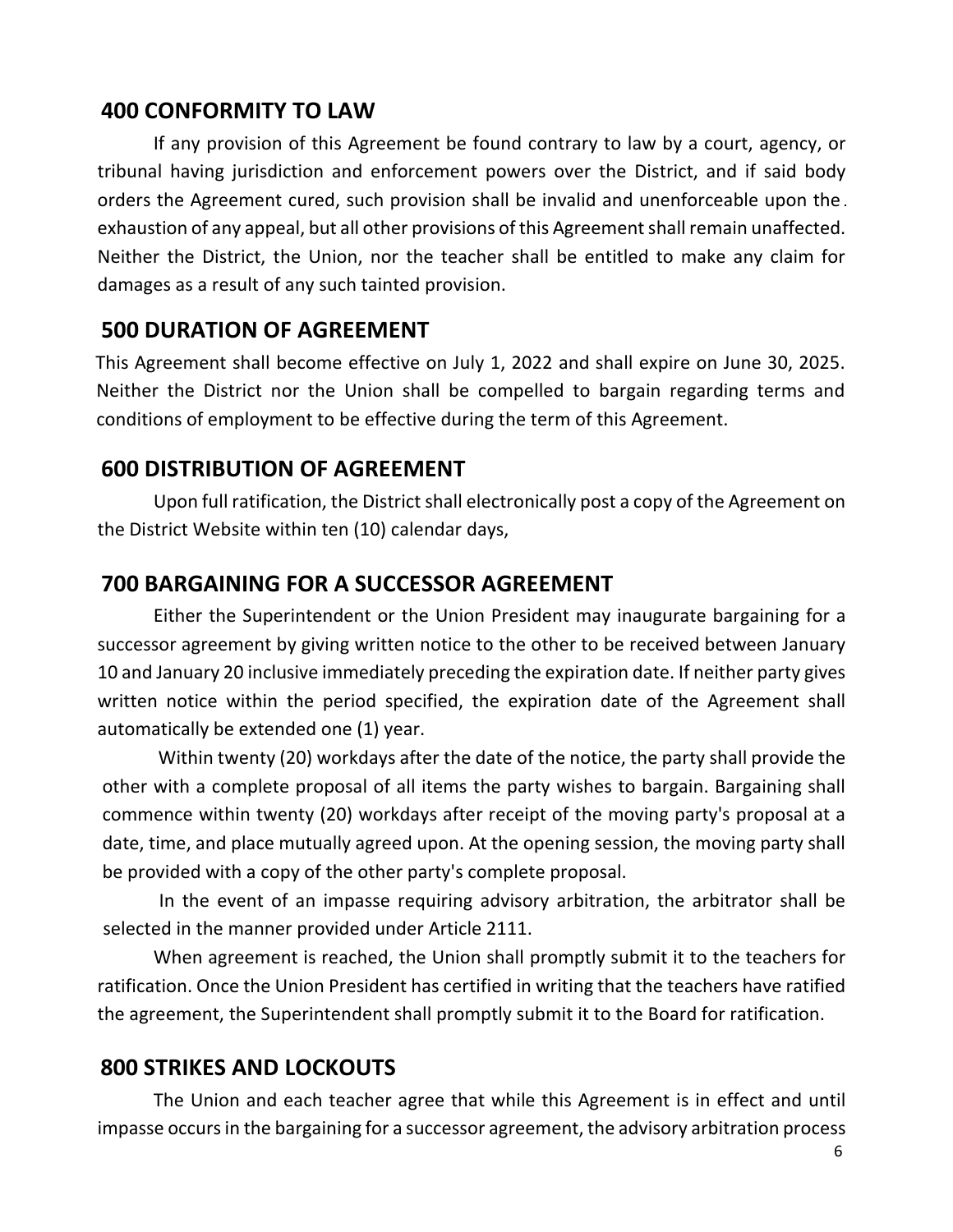## 400 CONFORMITY TO LAW

If any provision of this Agreement be found contrary to law by a court, agency, or tribunal having jurisdiction and enforcement powers over the District, and if said body orders the Agreement cured, such provision shall be invalid and unenforceable upon the exhaustion of any appeal, but all other provisions of this Agreement shall remain unaffected. Neither the District, the Union, nor the teacher shall be entitled to make any claim for damages as a result of any such tainted provision.

## 500 DURATION OF AGREEMENT

This Agreement shall become effective on July 1, 2022 and shall expire on June 30, 2025. Neither the District nor the Union shall be compelled to bargain regarding terms and conditions of employment to be effective during the term of this Agreement.

## 600 DISTRIBUTION OF AGREEMENT

Upon full ratification, the District shall electronically post a copy of the Agreement on the District Website within ten (10) calendar days,

## 700 BARGAINING FOR A SUCCESSOR AGREEMENT

Either the Superintendent or the Union President may inaugurate bargaining for a successor agreement by giving written notice to the other to be received between January 10 and January 20 inclusive immediately preceding the expiration date. If neither party gives written notice within the period specified, the expiration date of the Agreement shall automatically be extended one (1) year.

Within twenty (20) workdays after the date of the notice, the party shall provide the other with a complete proposal of all items the party wishes to bargain. Bargaining shall commence within twenty (20) workdays after receipt of the moving party's proposal at a date, time, and place mutually agreed upon. At the opening session, the moving party shall be provided with a copy of the other party's complete proposal.

In the event of an impasse requiring advisory arbitration, the arbitrator shall be selected in the manner provided under Article 2111.

When agreement is reached, the Union shall promptly submit it to the teachers for ratification. Once the Union President has certified in writing that the teachers have ratified the agreement, the Superintendent shall promptly submit it to the Board for ratification.

## 800 STRIKES AND LOCKOUTS

The Union and each teacher agree that while this Agreement is in effect and until impasse occurs in the bargaining for a successor agreement, the advisory arbitration process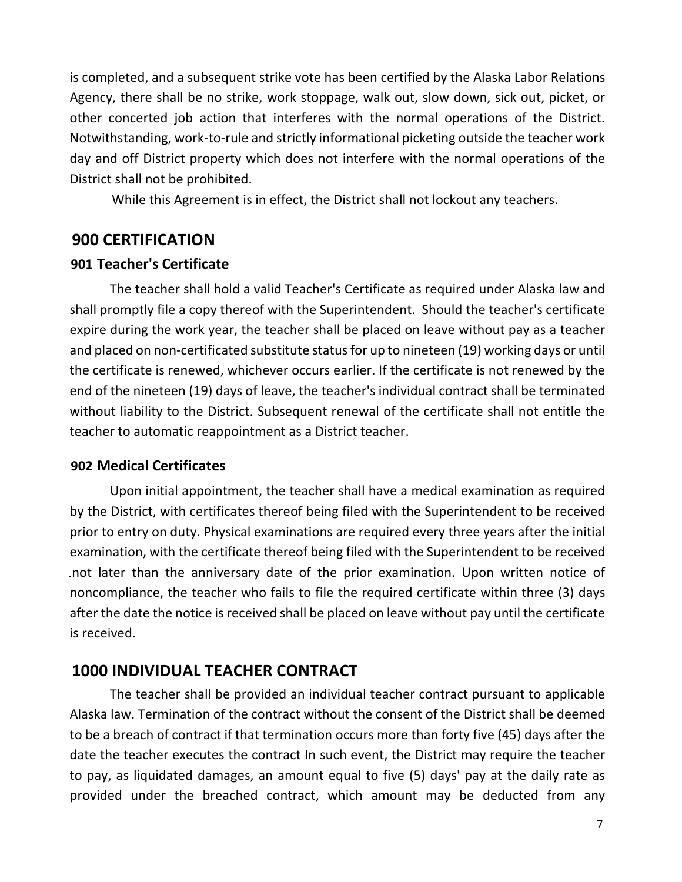is completed, and a subsequent strike vote has been certified by the Alaska Labor Relations Agency, there shall be no strike, work stoppage, walk out, slow down, sick out, picket, or other concerted job action that interferes with the normal operations of the District. Notwithstanding, work-to-rule and strictly informational picketing outside the teacher work day and off District property which does not interfere with the normal operations of the District shall not be prohibited.

While this Agreement is in effect, the District shall not lockout any teachers.

## 900 CERTIFICATION

### 901 Teacher's Certificate

The teacher shall hold a valid Teacher's Certificate as required under Alaska law and shall promptly file a copy thereof with the Superintendent. Should the teacher's certificate expire during the work year, the teacher shall be placed on leave without pay as a teacher and placed on non-certificated substitute status for up to nineteen (19) working days or until the certificate is renewed, whichever occurs earlier. If the certificate is not renewed by the end of the nineteen (19) days of leave, the teacher's individual contract shall be terminated without liability to the District. Subsequent renewal of the certificate shall not entitle the teacher to automatic reappointment as a District teacher.

### 902 Medical Certificates

Upon initial appointment, the teacher shall have a medical examination as required by the District, with certificates thereof being filed with the Superintendent to be received prior to entry on duty. Physical examinations are required every three years after the initial examination, with the certificate thereof being filed with the Superintendent to be received not later than the anniversary date of the prior examination. Upon written notice of noncompliance, the teacher who fails to file the required certificate within three (3) days after the date the notice is received shall be placed on leave without pay until the certificate is received.

## 1000 INDIVIDUAL TEACHER CONTRACT

The teacher shall be provided an individual teacher contract pursuant to applicable Alaska law. Termination of the contract without the consent of the District shall be deemed to be a breach of contract if that termination occurs more than forty five (45) days after the date the teacher executes the contract In such event, the District may require the teacher to pay, as liquidated damages, an amount equal to five (5) days' pay at the daily rate as provided under the breached contract, which amount may be deducted from any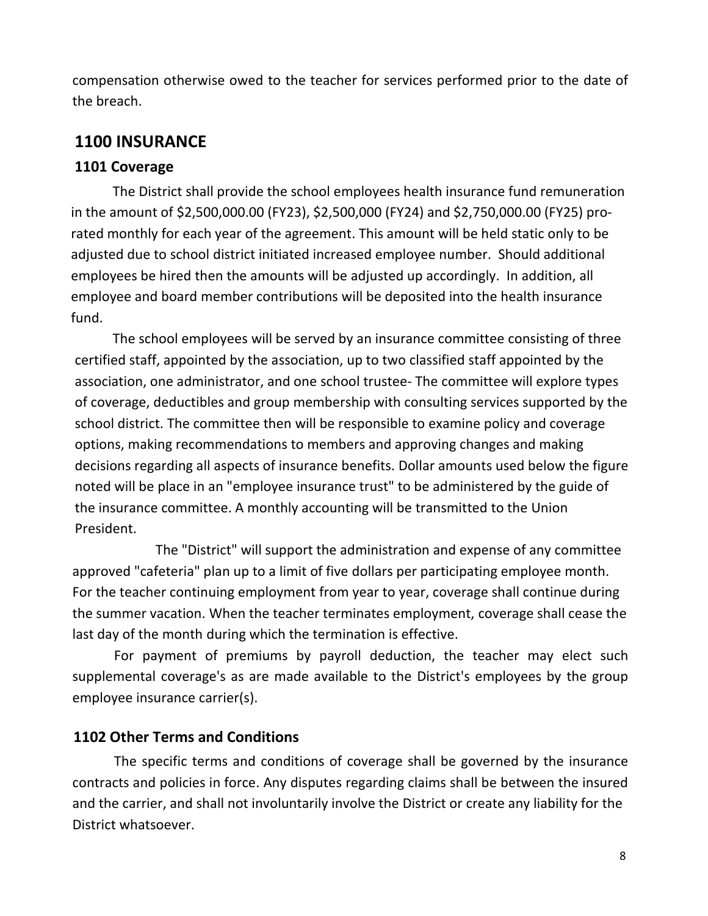compensation otherwise owed to the teacher for services performed prior to the date of the breach.

## 1100 INSURANCE

### 1101 Coverage

The District shall provide the school employees health insurance fund remuneration in the amount of $2,500,000.00 (FY23), $2,500,000 (FY24) and $2,750,000.00 (FY25) pro-rated monthly for each year of the agreement. This amount will be held static only to be adjusted due to school district initiated increased employee number. Should additional employees be hired then the amounts will be adjusted up accordingly. In addition, all employee and board member contributions will be deposited into the health insurance fund.

The school employees will be served by an insurance committee consisting of three certified staff, appointed by the association, up to two classified staff appointed by the association, one administrator, and one school trustee- The committee will explore types of coverage, deductibles and group membership with consulting services supported by the school district. The committee then will be responsible to examine policy and coverage options, making recommendations to members and approving changes and making decisions regarding all aspects of insurance benefits. Dollar amounts used below the figure noted will be place in an "employee insurance trust" to be administered by the guide of the insurance committee. A monthly accounting will be transmitted to the Union President.

The "District" will support the administration and expense of any committee approved "cafeteria" plan up to a limit of five dollars per participating employee month. For the teacher continuing employment from year to year, coverage shall continue during the summer vacation. When the teacher terminates employment, coverage shall cease the last day of the month during which the termination is effective.

For payment of premiums by payroll deduction, the teacher may elect such supplemental coverage's as are made available to the District's employees by the group employee insurance carrier(s).

### 1102 Other Terms and Conditions

The specific terms and conditions of coverage shall be governed by the insurance contracts and policies in force. Any disputes regarding claims shall be between the insured and the carrier, and shall not involuntarily involve the District or create any liability for the District whatsoever.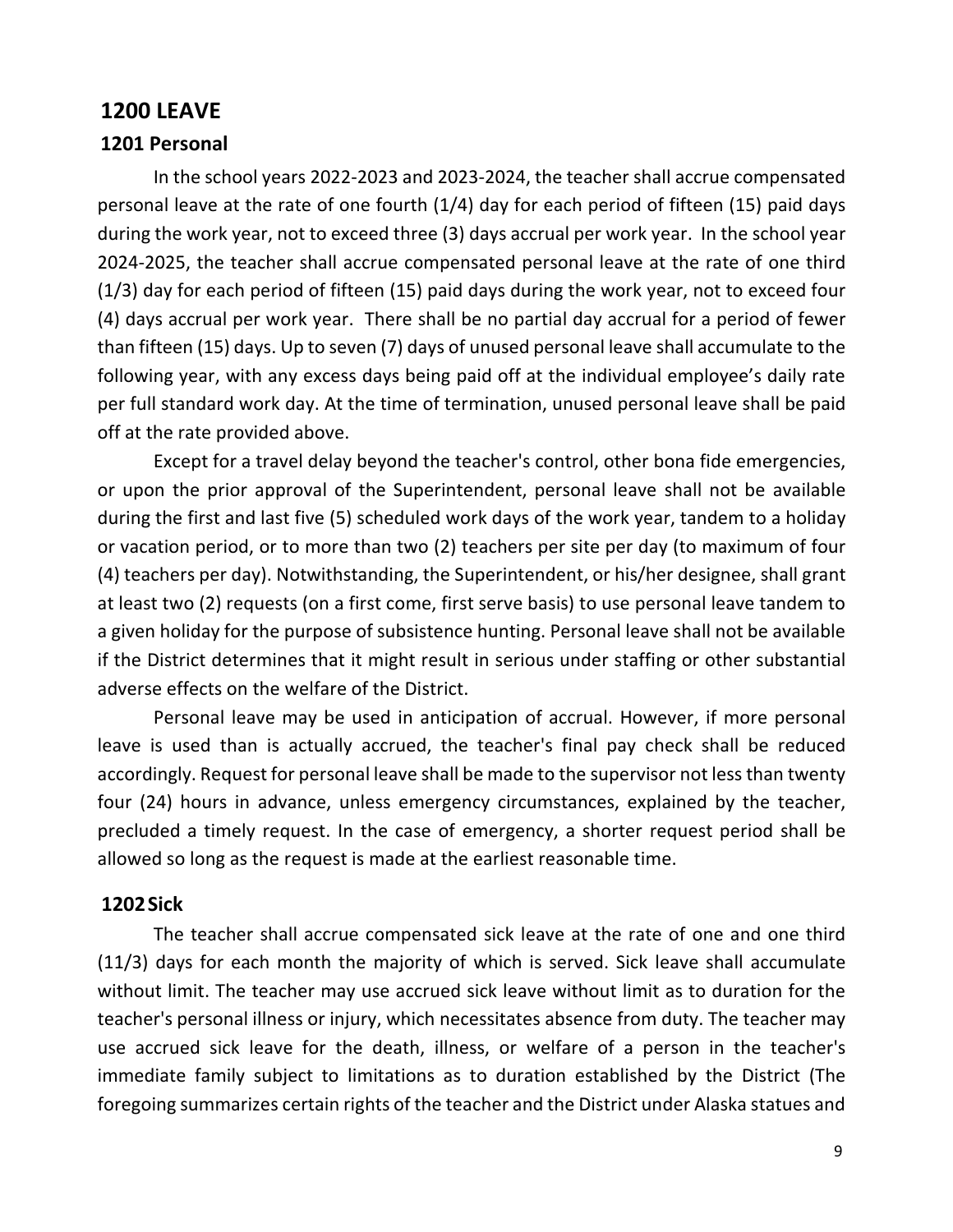## 1200 LEAVE

### 1201 Personal

In the school years 2022-2023 and 2023-2024, the teacher shall accrue compensated personal leave at the rate of one fourth (1/4) day for each period of fifteen (15) paid days during the work year, not to exceed three (3) days accrual per work year. In the school year 2024-2025, the teacher shall accrue compensated personal leave at the rate of one third (1/3) day for each period of fifteen (15) paid days during the work year, not to exceed four (4) days accrual per work year. There shall be no partial day accrual for a period of fewer than fifteen (15) days. Up to seven (7) days of unused personal leave shall accumulate to the following year, with any excess days being paid off at the individual employee's daily rate per full standard work day. At the time of termination, unused personal leave shall be paid off at the rate provided above.

Except for a travel delay beyond the teacher's control, other bona fide emergencies, or upon the prior approval of the Superintendent, personal leave shall not be available during the first and last five (5) scheduled work days of the work year, tandem to a holiday or vacation period, or to more than two (2) teachers per site per day (to maximum of four (4) teachers per day). Notwithstanding, the Superintendent, or his/her designee, shall grant at least two (2) requests (on a first come, first serve basis) to use personal leave tandem to a given holiday for the purpose of subsistence hunting. Personal leave shall not be available if the District determines that it might result in serious under staffing or other substantial adverse effects on the welfare of the District.

Personal leave may be used in anticipation of accrual. However, if more personal leave is used than is actually accrued, the teacher's final pay check shall be reduced accordingly. Request for personal leave shall be made to the supervisor not less than twenty four (24) hours in advance, unless emergency circumstances, explained by the teacher, precluded a timely request. In the case of emergency, a shorter request period shall be allowed so long as the request is made at the earliest reasonable time.

### 1202 Sick

The teacher shall accrue compensated sick leave at the rate of one and one third (11/3) days for each month the majority of which is served. Sick leave shall accumulate without limit. The teacher may use accrued sick leave without limit as to duration for the teacher's personal illness or injury, which necessitates absence from duty. The teacher may use accrued sick leave for the death, illness, or welfare of a person in the teacher's immediate family subject to limitations as to duration established by the District (The foregoing summarizes certain rights of the teacher and the District under Alaska statues and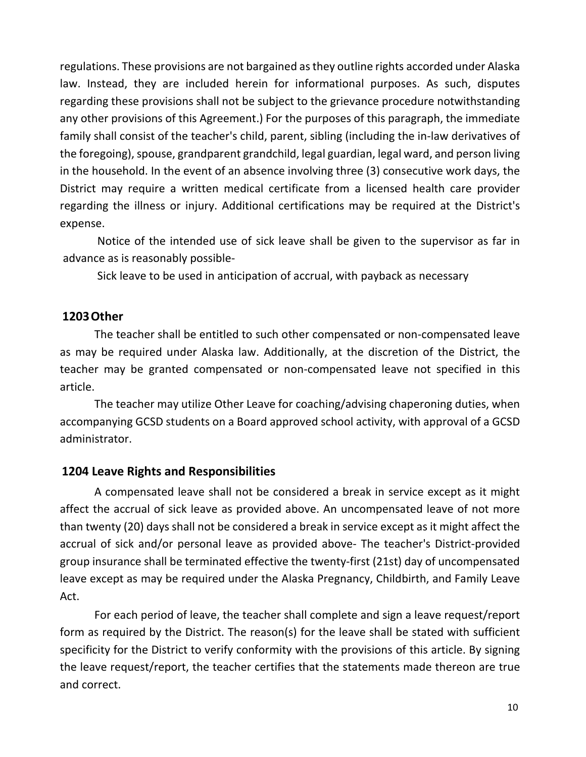regulations. These provisions are not bargained as they outline rights accorded under Alaska law. Instead, they are included herein for informational purposes. As such, disputes regarding these provisions shall not be subject to the grievance procedure notwithstanding any other provisions of this Agreement.) For the purposes of this paragraph, the immediate family shall consist of the teacher's child, parent, sibling (including the in-law derivatives of the foregoing), spouse, grandparent grandchild, legal guardian, legal ward, and person living in the household. In the event of an absence involving three (3) consecutive work days, the District may require a written medical certificate from a licensed health care provider regarding the illness or injury. Additional certifications may be required at the District's expense.

Notice of the intended use of sick leave shall be given to the supervisor as far in advance as is reasonably possible-

Sick leave to be used in anticipation of accrual, with payback as necessary

### 1203 Other

The teacher shall be entitled to such other compensated or non-compensated leave as may be required under Alaska law. Additionally, at the discretion of the District, the teacher may be granted compensated or non-compensated leave not specified in this article.

The teacher may utilize Other Leave for coaching/advising chaperoning duties, when accompanying GCSD students on a Board approved school activity, with approval of a GCSD administrator.

### 1204 Leave Rights and Responsibilities

A compensated leave shall not be considered a break in service except as it might affect the accrual of sick leave as provided above. An uncompensated leave of not more than twenty (20) days shall not be considered a break in service except as it might affect the accrual of sick and/or personal leave as provided above- The teacher's District-provided group insurance shall be terminated effective the twenty-first (21st) day of uncompensated leave except as may be required under the Alaska Pregnancy, Childbirth, and Family Leave Act.

For each period of leave, the teacher shall complete and sign a leave request/report form as required by the District. The reason(s) for the leave shall be stated with sufficient specificity for the District to verify conformity with the provisions of this article. By signing the leave request/report, the teacher certifies that the statements made thereon are true and correct.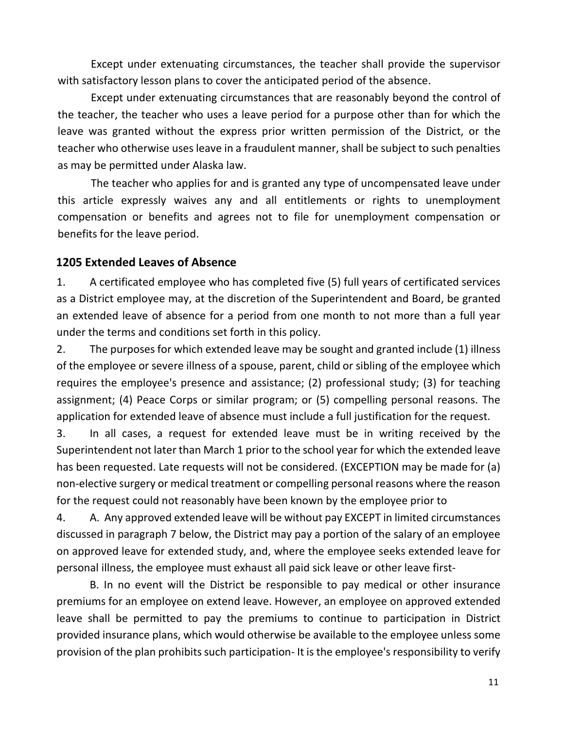Except under extenuating circumstances, the teacher shall provide the supervisor with satisfactory lesson plans to cover the anticipated period of the absence.

Except under extenuating circumstances that are reasonably beyond the control of the teacher, the teacher who uses a leave period for a purpose other than for which the leave was granted without the express prior written permission of the District, or the teacher who otherwise uses leave in a fraudulent manner, shall be subject to such penalties as may be permitted under Alaska law.

The teacher who applies for and is granted any type of uncompensated leave under this article expressly waives any and all entitlements or rights to unemployment compensation or benefits and agrees not to file for unemployment compensation or benefits for the leave period.

## 1205 Extended Leaves of Absence

1. A certificated employee who has completed five (5) full years of certificated services as a District employee may, at the discretion of the Superintendent and Board, be granted an extended leave of absence for a period from one month to not more than a full year under the terms and conditions set forth in this policy.

2. The purposes for which extended leave may be sought and granted include (1) illness of the employee or severe illness of a spouse, parent, child or sibling of the employee which requires the employee's presence and assistance; (2) professional study; (3) for teaching assignment; (4) Peace Corps or similar program; or (5) compelling personal reasons. The application for extended leave of absence must include a full justification for the request.

3. In all cases, a request for extended leave must be in writing received by the Superintendent not later than March 1 prior to the school year for which the extended leave has been requested. Late requests will not be considered. (EXCEPTION may be made for (a) non-elective surgery or medical treatment or compelling personal reasons where the reason for the request could not reasonably have been known by the employee prior to

4. A. Any approved extended leave will be without pay EXCEPT in limited circumstances discussed in paragraph 7 below, the District may pay a portion of the salary of an employee on approved leave for extended study, and, where the employee seeks extended leave for personal illness, the employee must exhaust all paid sick leave or other leave first-

B. In no event will the District be responsible to pay medical or other insurance premiums for an employee on extend leave. However, an employee on approved extended leave shall be permitted to pay the premiums to continue to participation in District provided insurance plans, which would otherwise be available to the employee unless some provision of the plan prohibits such participation- It is the employee's responsibility to verify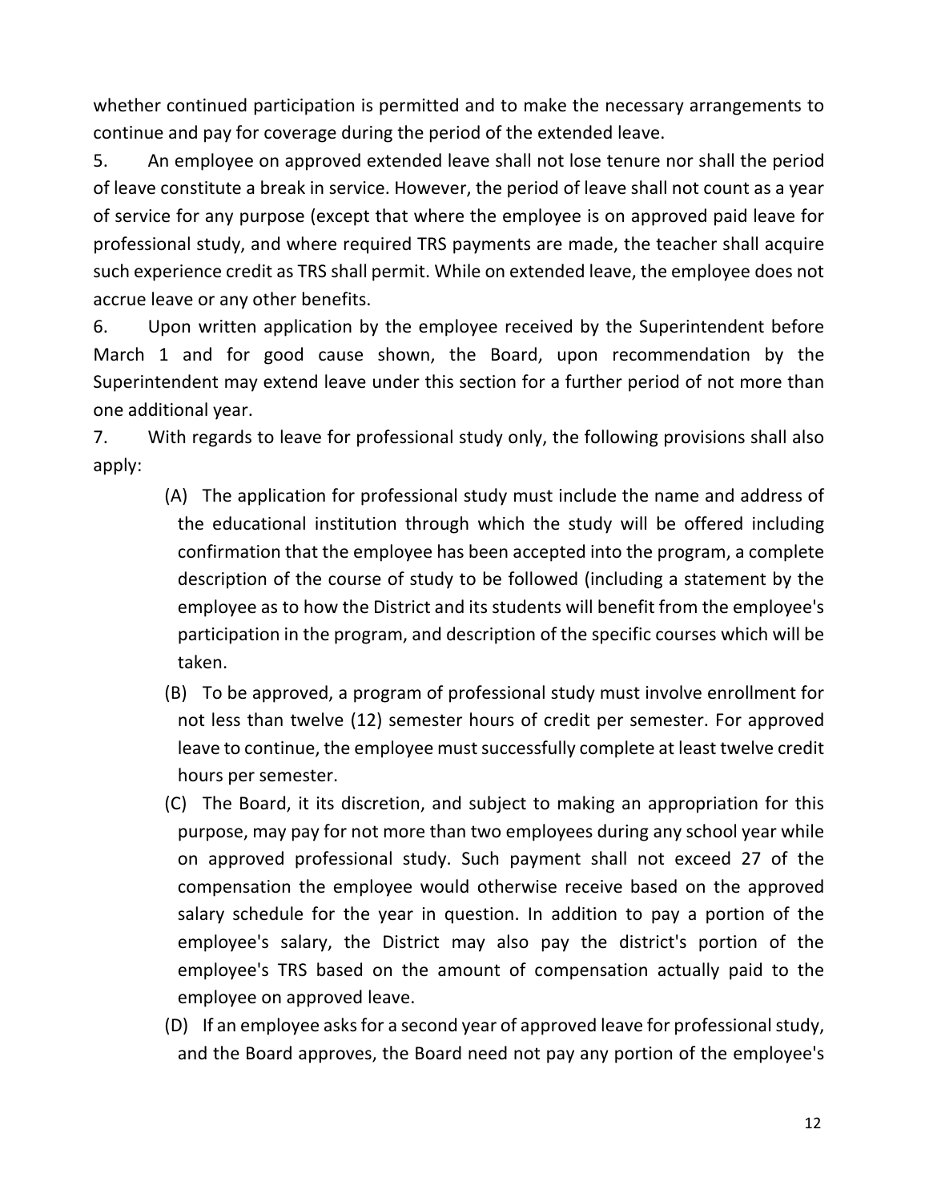whether continued participation is permitted and to make the necessary arrangements to continue and pay for coverage during the period of the extended leave.

5. An employee on approved extended leave shall not lose tenure nor shall the period of leave constitute a break in service. However, the period of leave shall not count as a year of service for any purpose (except that where the employee is on approved paid leave for professional study, and where required TRS payments are made, the teacher shall acquire such experience credit as TRS shall permit. While on extended leave, the employee does not accrue leave or any other benefits.

6. Upon written application by the employee received by the Superintendent before March 1 and for good cause shown, the Board, upon recommendation by the Superintendent may extend leave under this section for a further period of not more than one additional year.

7. With regards to leave for professional study only, the following provisions shall also apply:

   (A) The application for professional study must include the name and address of the educational institution through which the study will be offered including confirmation that the employee has been accepted into the program, a complete description of the course of study to be followed (including a statement by the employee as to how the District and its students will benefit from the employee's participation in the program, and description of the specific courses which will be taken.

   (B) To be approved, a program of professional study must involve enrollment for not less than twelve (12) semester hours of credit per semester. For approved leave to continue, the employee must successfully complete at least twelve credit hours per semester.

   (C) The Board, it its discretion, and subject to making an appropriation for this purpose, may pay for not more than two employees during any school year while on approved professional study. Such payment shall not exceed 27 of the compensation the employee would otherwise receive based on the approved salary schedule for the year in question. In addition to pay a portion of the employee's salary, the District may also pay the district's portion of the employee's TRS based on the amount of compensation actually paid to the employee on approved leave.

   (D) If an employee asks for a second year of approved leave for professional study, and the Board approves, the Board need not pay any portion of the employee's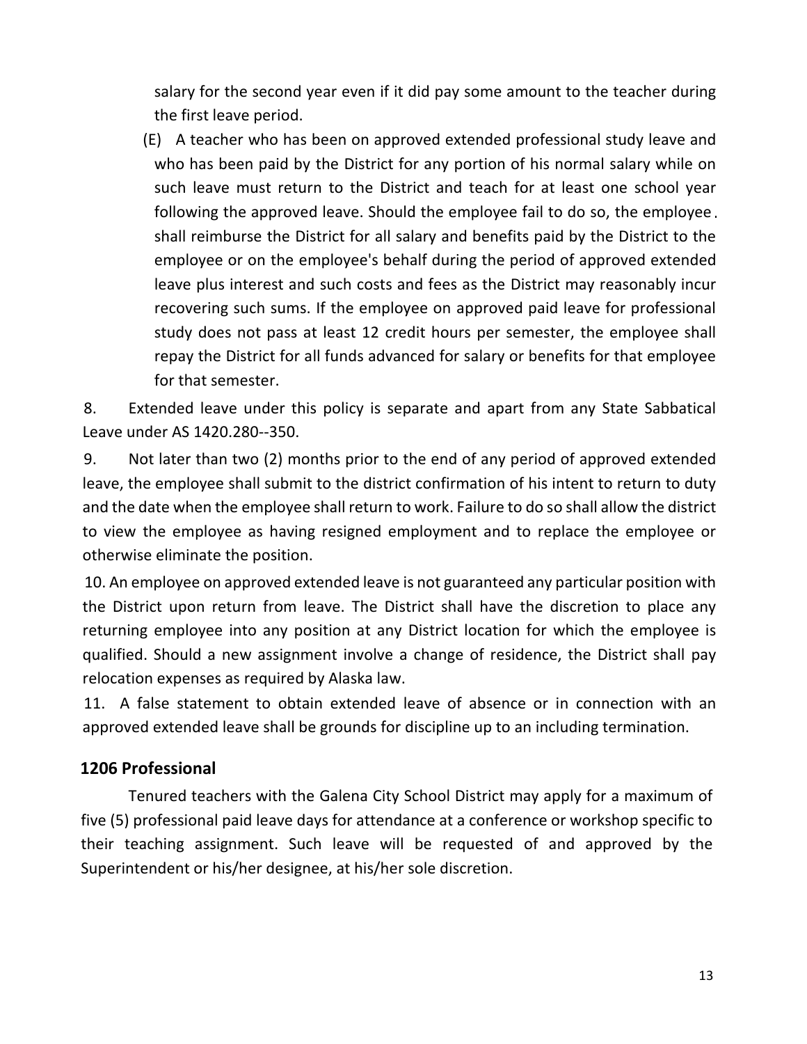salary for the second year even if it did pay some amount to the teacher during the first leave period.

(E) A teacher who has been on approved extended professional study leave and who has been paid by the District for any portion of his normal salary while on such leave must return to the District and teach for at least one school year following the approved leave. Should the employee fail to do so, the employee shall reimburse the District for all salary and benefits paid by the District to the employee or on the employee's behalf during the period of approved extended leave plus interest and such costs and fees as the District may reasonably incur recovering such sums. If the employee on approved paid leave for professional study does not pass at least 12 credit hours per semester, the employee shall repay the District for all funds advanced for salary or benefits for that employee for that semester.

8. Extended leave under this policy is separate and apart from any State Sabbatical Leave under AS 1420.280--350.

9. Not later than two (2) months prior to the end of any period of approved extended leave, the employee shall submit to the district confirmation of his intent to return to duty and the date when the employee shall return to work. Failure to do so shall allow the district to view the employee as having resigned employment and to replace the employee or otherwise eliminate the position.

10. An employee on approved extended leave is not guaranteed any particular position with the District upon return from leave. The District shall have the discretion to place any returning employee into any position at any District location for which the employee is qualified. Should a new assignment involve a change of residence, the District shall pay relocation expenses as required by Alaska law.

11. A false statement to obtain extended leave of absence or in connection with an approved extended leave shall be grounds for discipline up to an including termination.

## 1206 Professional

Tenured teachers with the Galena City School District may apply for a maximum of five (5) professional paid leave days for attendance at a conference or workshop specific to their teaching assignment. Such leave will be requested of and approved by the Superintendent or his/her designee, at his/her sole discretion.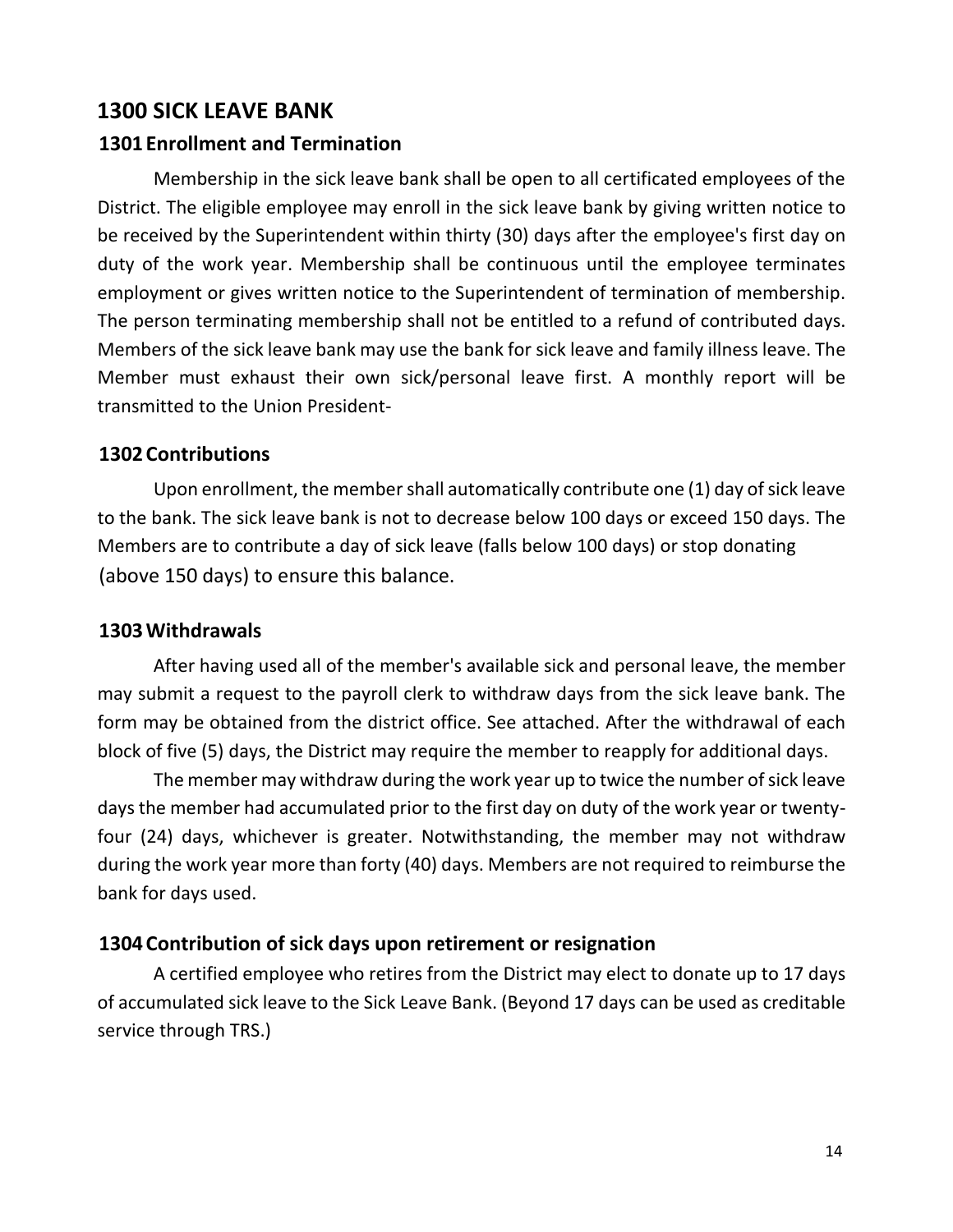# 1300 SICK LEAVE BANK

## 1301 Enrollment and Termination

Membership in the sick leave bank shall be open to all certificated employees of the District. The eligible employee may enroll in the sick leave bank by giving written notice to be received by the Superintendent within thirty (30) days after the employee's first day on duty of the work year. Membership shall be continuous until the employee terminates employment or gives written notice to the Superintendent of termination of membership. The person terminating membership shall not be entitled to a refund of contributed days. Members of the sick leave bank may use the bank for sick leave and family illness leave. The Member must exhaust their own sick/personal leave first. A monthly report will be transmitted to the Union President-

## 1302 Contributions

Upon enrollment, the member shall automatically contribute one (1) day of sick leave to the bank. The sick leave bank is not to decrease below 100 days or exceed 150 days. The Members are to contribute a day of sick leave (falls below 100 days) or stop donating (above 150 days) to ensure this balance.

## 1303 Withdrawals

After having used all of the member's available sick and personal leave, the member may submit a request to the payroll clerk to withdraw days from the sick leave bank. The form may be obtained from the district office. See attached. After the withdrawal of each block of five (5) days, the District may require the member to reapply for additional days.

The member may withdraw during the work year up to twice the number of sick leave days the member had accumulated prior to the first day on duty of the work year or twenty-four (24) days, whichever is greater. Notwithstanding, the member may not withdraw during the work year more than forty (40) days. Members are not required to reimburse the bank for days used.

## 1304 Contribution of sick days upon retirement or resignation

A certified employee who retires from the District may elect to donate up to 17 days of accumulated sick leave to the Sick Leave Bank. (Beyond 17 days can be used as creditable service through TRS.)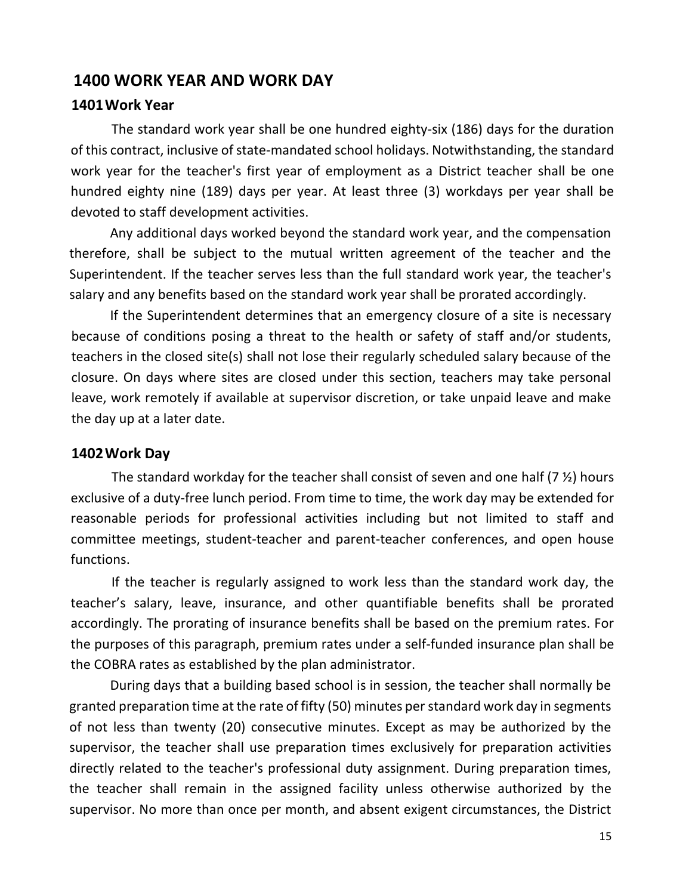## 1400 WORK YEAR AND WORK DAY

### 1401 Work Year

The standard work year shall be one hundred eighty-six (186) days for the duration of this contract, inclusive of state-mandated school holidays. Notwithstanding, the standard work year for the teacher's first year of employment as a District teacher shall be one hundred eighty nine (189) days per year. At least three (3) workdays per year shall be devoted to staff development activities.

Any additional days worked beyond the standard work year, and the compensation therefore, shall be subject to the mutual written agreement of the teacher and the Superintendent. If the teacher serves less than the full standard work year, the teacher's salary and any benefits based on the standard work year shall be prorated accordingly.

If the Superintendent determines that an emergency closure of a site is necessary because of conditions posing a threat to the health or safety of staff and/or students, teachers in the closed site(s) shall not lose their regularly scheduled salary because of the closure. On days where sites are closed under this section, teachers may take personal leave, work remotely if available at supervisor discretion, or take unpaid leave and make the day up at a later date.

### 1402 Work Day

The standard workday for the teacher shall consist of seven and one half (7 ½) hours exclusive of a duty-free lunch period. From time to time, the work day may be extended for reasonable periods for professional activities including but not limited to staff and committee meetings, student-teacher and parent-teacher conferences, and open house functions.

If the teacher is regularly assigned to work less than the standard work day, the teacher's salary, leave, insurance, and other quantifiable benefits shall be prorated accordingly. The prorating of insurance benefits shall be based on the premium rates. For the purposes of this paragraph, premium rates under a self-funded insurance plan shall be the COBRA rates as established by the plan administrator.

During days that a building based school is in session, the teacher shall normally be granted preparation time at the rate of fifty (50) minutes per standard work day in segments of not less than twenty (20) consecutive minutes. Except as may be authorized by the supervisor, the teacher shall use preparation times exclusively for preparation activities directly related to the teacher's professional duty assignment. During preparation times, the teacher shall remain in the assigned facility unless otherwise authorized by the supervisor. No more than once per month, and absent exigent circumstances, the District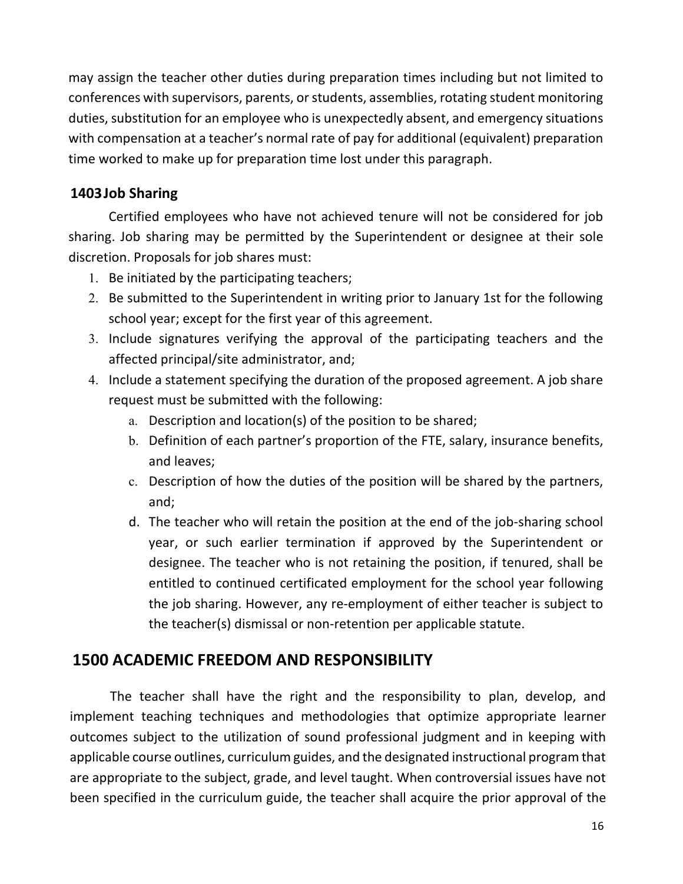may assign the teacher other duties during preparation times including but not limited to conferences with supervisors, parents, or students, assemblies, rotating student monitoring duties, substitution for an employee who is unexpectedly absent, and emergency situations with compensation at a teacher's normal rate of pay for additional (equivalent) preparation time worked to make up for preparation time lost under this paragraph.

### 1403 Job Sharing

Certified employees who have not achieved tenure will not be considered for job sharing. Job sharing may be permitted by the Superintendent or designee at their sole discretion. Proposals for job shares must:

1. Be initiated by the participating teachers;
2. Be submitted to the Superintendent in writing prior to January 1st for the following school year; except for the first year of this agreement.
3. Include signatures verifying the approval of the participating teachers and the affected principal/site administrator, and;
4. Include a statement specifying the duration of the proposed agreement. A job share request must be submitted with the following:
   a. Description and location(s) of the position to be shared;
   b. Definition of each partner's proportion of the FTE, salary, insurance benefits, and leaves;
   c. Description of how the duties of the position will be shared by the partners, and;
   d. The teacher who will retain the position at the end of the job-sharing school year, or such earlier termination if approved by the Superintendent or designee. The teacher who is not retaining the position, if tenured, shall be entitled to continued certificated employment for the school year following the job sharing. However, any re-employment of either teacher is subject to the teacher(s) dismissal or non-retention per applicable statute.

## 1500 ACADEMIC FREEDOM AND RESPONSIBILITY

The teacher shall have the right and the responsibility to plan, develop, and implement teaching techniques and methodologies that optimize appropriate learner outcomes subject to the utilization of sound professional judgment and in keeping with applicable course outlines, curriculum guides, and the designated instructional program that are appropriate to the subject, grade, and level taught. When controversial issues have not been specified in the curriculum guide, the teacher shall acquire the prior approval of the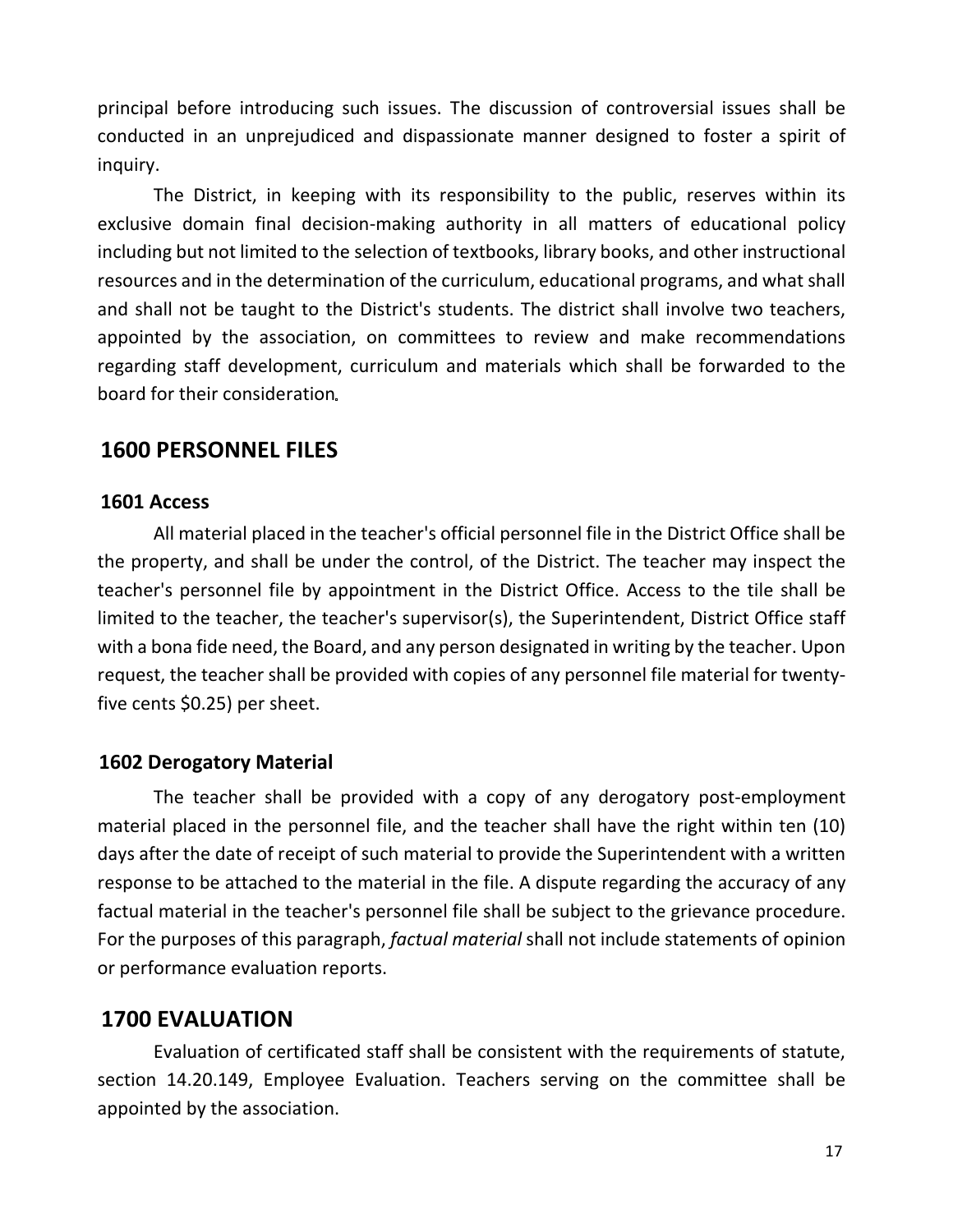principal before introducing such issues. The discussion of controversial issues shall be conducted in an unprejudiced and dispassionate manner designed to foster a spirit of inquiry.

The District, in keeping with its responsibility to the public, reserves within its exclusive domain final decision-making authority in all matters of educational policy including but not limited to the selection of textbooks, library books, and other instructional resources and in the determination of the curriculum, educational programs, and what shall and shall not be taught to the District's students. The district shall involve two teachers, appointed by the association, on committees to review and make recommendations regarding staff development, curriculum and materials which shall be forwarded to the board for their consideration.

## 1600 PERSONNEL FILES

### 1601 Access

All material placed in the teacher's official personnel file in the District Office shall be the property, and shall be under the control, of the District. The teacher may inspect the teacher's personnel file by appointment in the District Office. Access to the tile shall be limited to the teacher, the teacher's supervisor(s), the Superintendent, District Office staff with a bona fide need, the Board, and any person designated in writing by the teacher. Upon request, the teacher shall be provided with copies of any personnel file material for twenty-five cents $0.25) per sheet.

### 1602 Derogatory Material

The teacher shall be provided with a copy of any derogatory post-employment material placed in the personnel file, and the teacher shall have the right within ten (10) days after the date of receipt of such material to provide the Superintendent with a written response to be attached to the material in the file. A dispute regarding the accuracy of any factual material in the teacher's personnel file shall be subject to the grievance procedure. For the purposes of this paragraph, *factual material* shall not include statements of opinion or performance evaluation reports.

## 1700 EVALUATION

Evaluation of certificated staff shall be consistent with the requirements of statute, section 14.20.149, Employee Evaluation. Teachers serving on the committee shall be appointed by the association.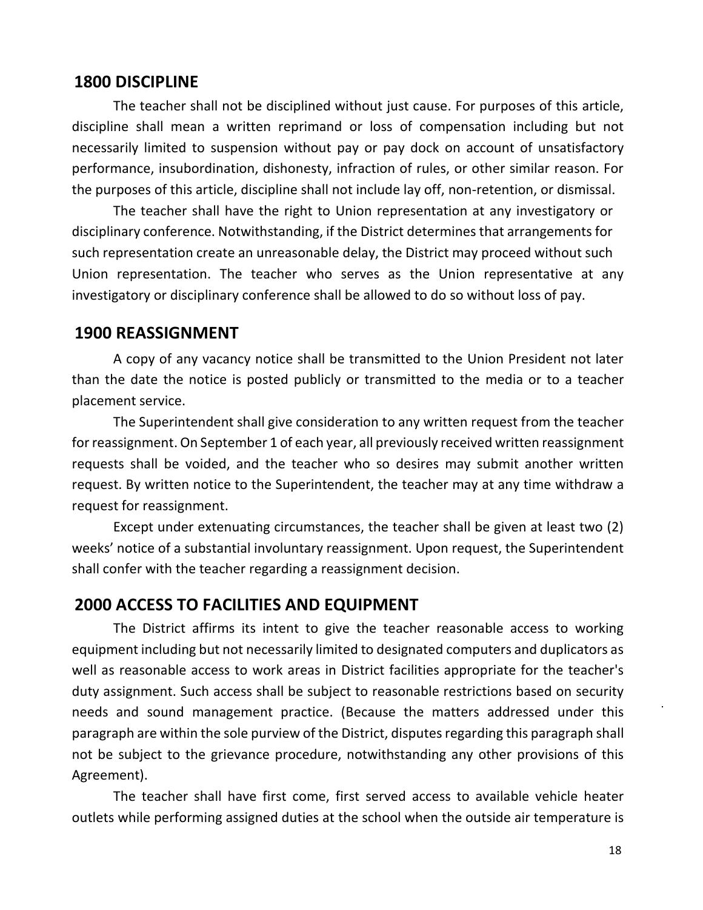## 1800 DISCIPLINE

The teacher shall not be disciplined without just cause. For purposes of this article, discipline shall mean a written reprimand or loss of compensation including but not necessarily limited to suspension without pay or pay dock on account of unsatisfactory performance, insubordination, dishonesty, infraction of rules, or other similar reason. For the purposes of this article, discipline shall not include lay off, non-retention, or dismissal.

The teacher shall have the right to Union representation at any investigatory or disciplinary conference. Notwithstanding, if the District determines that arrangements for such representation create an unreasonable delay, the District may proceed without such Union representation. The teacher who serves as the Union representative at any investigatory or disciplinary conference shall be allowed to do so without loss of pay.

## 1900 REASSIGNMENT

A copy of any vacancy notice shall be transmitted to the Union President not later than the date the notice is posted publicly or transmitted to the media or to a teacher placement service.

The Superintendent shall give consideration to any written request from the teacher for reassignment. On September 1 of each year, all previously received written reassignment requests shall be voided, and the teacher who so desires may submit another written request. By written notice to the Superintendent, the teacher may at any time withdraw a request for reassignment.

Except under extenuating circumstances, the teacher shall be given at least two (2) weeks' notice of a substantial involuntary reassignment. Upon request, the Superintendent shall confer with the teacher regarding a reassignment decision.

## 2000 ACCESS TO FACILITIES AND EQUIPMENT

The District affirms its intent to give the teacher reasonable access to working equipment including but not necessarily limited to designated computers and duplicators as well as reasonable access to work areas in District facilities appropriate for the teacher's duty assignment. Such access shall be subject to reasonable restrictions based on security needs and sound management practice. (Because the matters addressed under this paragraph are within the sole purview of the District, disputes regarding this paragraph shall not be subject to the grievance procedure, notwithstanding any other provisions of this Agreement).

The teacher shall have first come, first served access to available vehicle heater outlets while performing assigned duties at the school when the outside air temperature is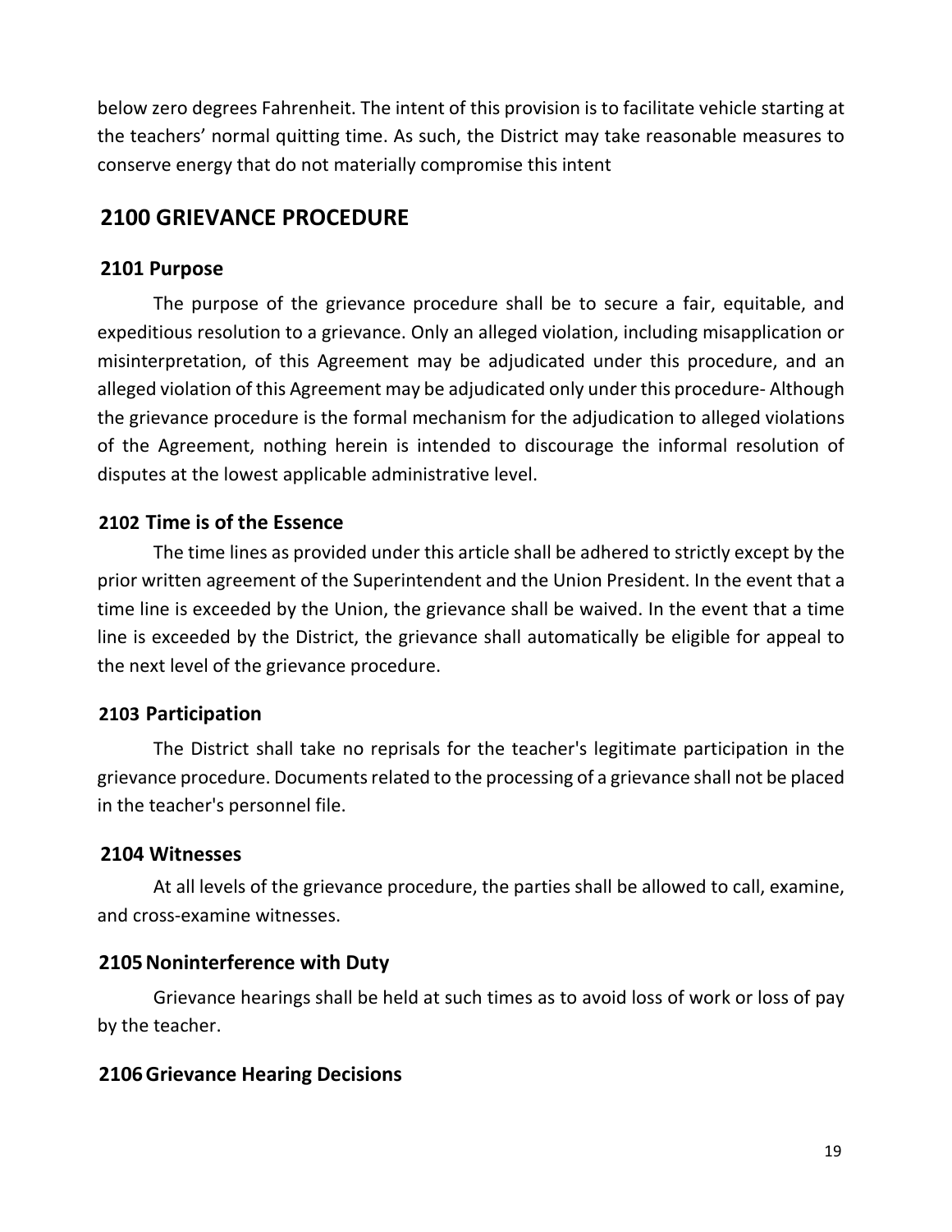below zero degrees Fahrenheit. The intent of this provision is to facilitate vehicle starting at the teachers' normal quitting time. As such, the District may take reasonable measures to conserve energy that do not materially compromise this intent

## 2100 GRIEVANCE PROCEDURE

### 2101 Purpose

The purpose of the grievance procedure shall be to secure a fair, equitable, and expeditious resolution to a grievance. Only an alleged violation, including misapplication or misinterpretation, of this Agreement may be adjudicated under this procedure, and an alleged violation of this Agreement may be adjudicated only under this procedure- Although the grievance procedure is the formal mechanism for the adjudication to alleged violations of the Agreement, nothing herein is intended to discourage the informal resolution of disputes at the lowest applicable administrative level.

### 2102 Time is of the Essence

The time lines as provided under this article shall be adhered to strictly except by the prior written agreement of the Superintendent and the Union President. In the event that a time line is exceeded by the Union, the grievance shall be waived. In the event that a time line is exceeded by the District, the grievance shall automatically be eligible for appeal to the next level of the grievance procedure.

### 2103 Participation

The District shall take no reprisals for the teacher's legitimate participation in the grievance procedure. Documents related to the processing of a grievance shall not be placed in the teacher's personnel file.

### 2104 Witnesses

At all levels of the grievance procedure, the parties shall be allowed to call, examine, and cross-examine witnesses.

### 2105 Noninterference with Duty

Grievance hearings shall be held at such times as to avoid loss of work or loss of pay by the teacher.

### 2106 Grievance Hearing Decisions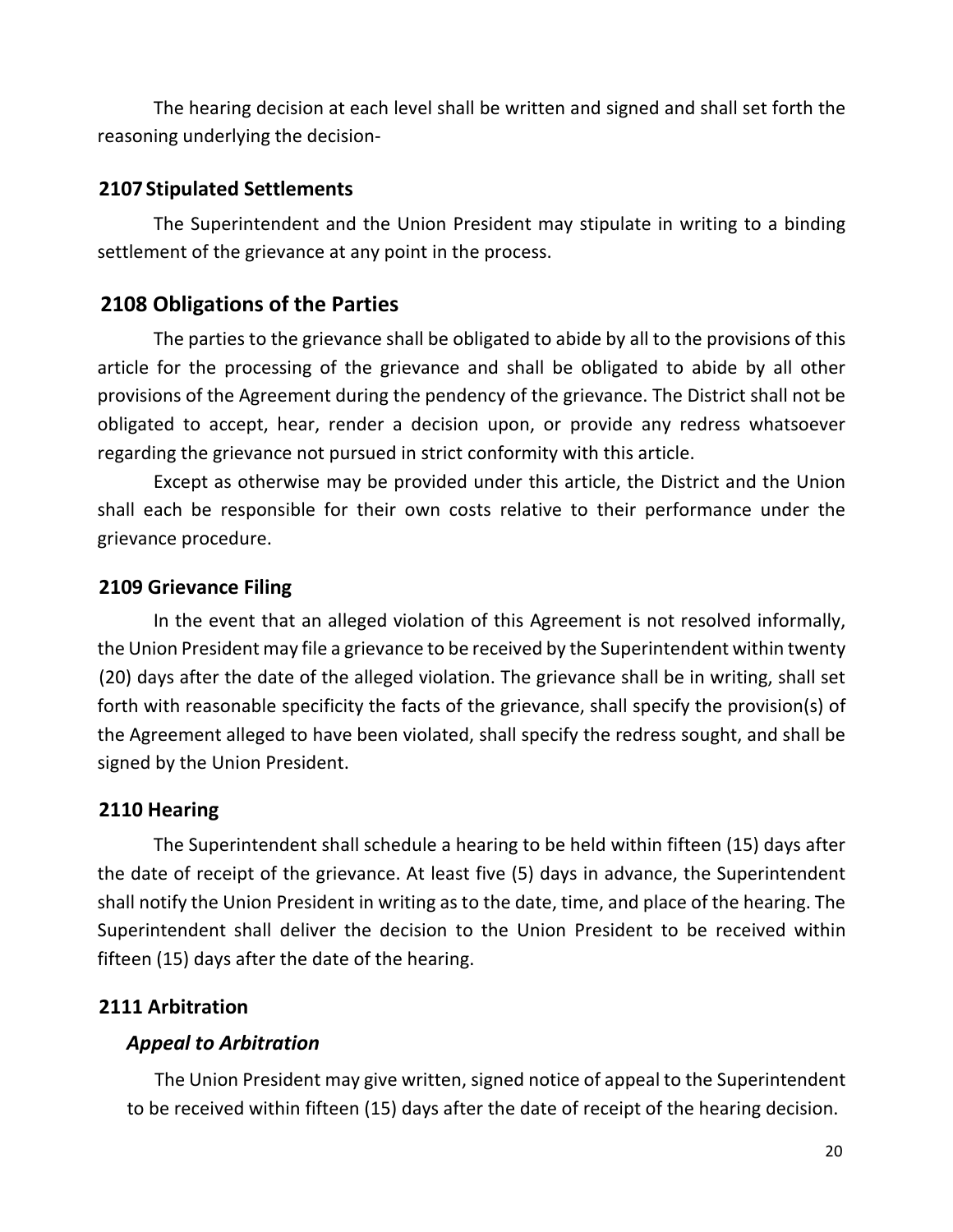The hearing decision at each level shall be written and signed and shall set forth the reasoning underlying the decision-

### 2107 Stipulated Settlements

The Superintendent and the Union President may stipulate in writing to a binding settlement of the grievance at any point in the process.

### 2108 Obligations of the Parties

The parties to the grievance shall be obligated to abide by all to the provisions of this article for the processing of the grievance and shall be obligated to abide by all other provisions of the Agreement during the pendency of the grievance. The District shall not be obligated to accept, hear, render a decision upon, or provide any redress whatsoever regarding the grievance not pursued in strict conformity with this article.

Except as otherwise may be provided under this article, the District and the Union shall each be responsible for their own costs relative to their performance under the grievance procedure.

### 2109 Grievance Filing

In the event that an alleged violation of this Agreement is not resolved informally, the Union President may file a grievance to be received by the Superintendent within twenty (20) days after the date of the alleged violation. The grievance shall be in writing, shall set forth with reasonable specificity the facts of the grievance, shall specify the provision(s) of the Agreement alleged to have been violated, shall specify the redress sought, and shall be signed by the Union President.

### 2110 Hearing

The Superintendent shall schedule a hearing to be held within fifteen (15) days after the date of receipt of the grievance. At least five (5) days in advance, the Superintendent shall notify the Union President in writing as to the date, time, and place of the hearing. The Superintendent shall deliver the decision to the Union President to be received within fifteen (15) days after the date of the hearing.

### 2111 Arbitration

#### *Appeal to Arbitration*

The Union President may give written, signed notice of appeal to the Superintendent to be received within fifteen (15) days after the date of receipt of the hearing decision.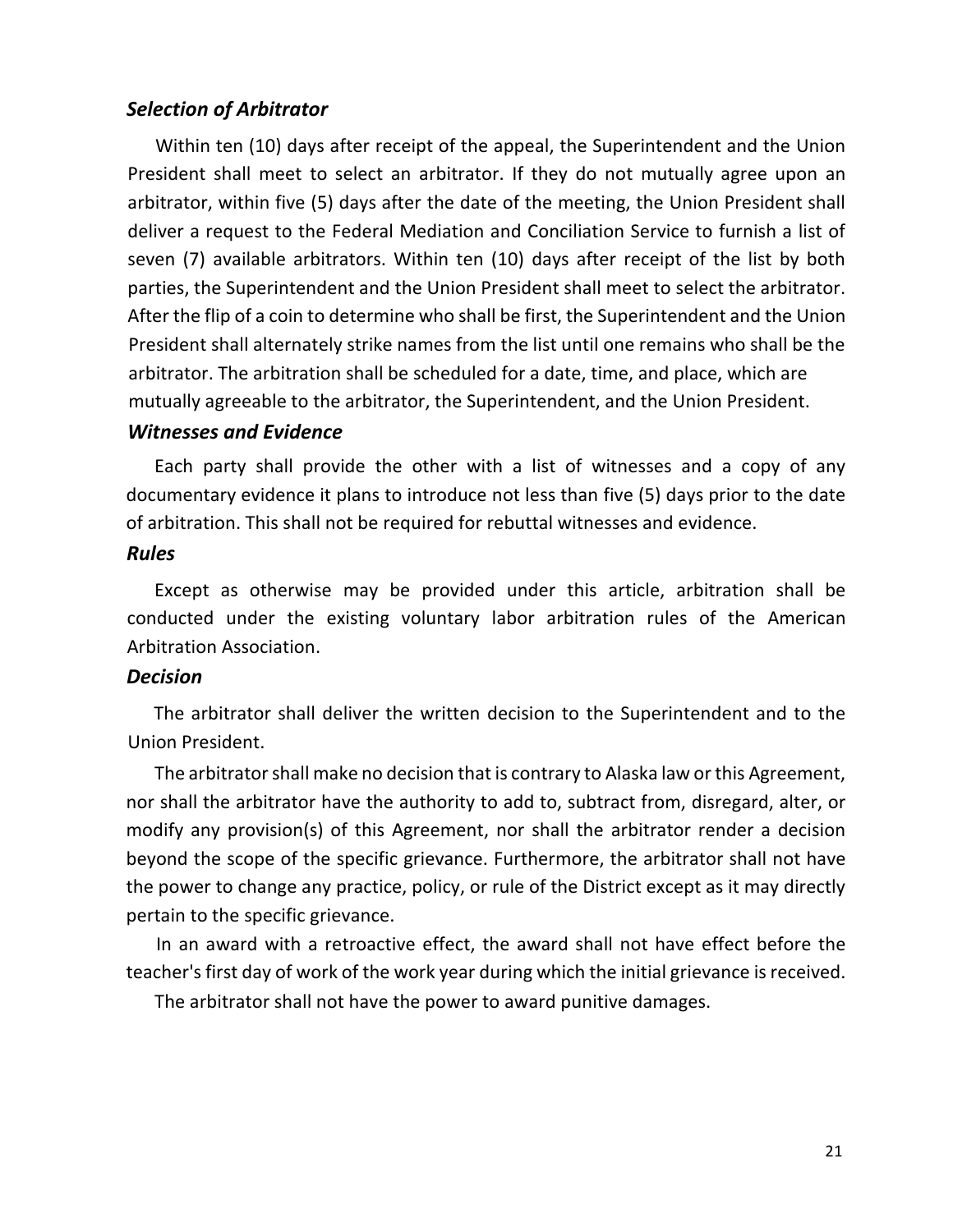### *Selection of Arbitrator*

Within ten (10) days after receipt of the appeal, the Superintendent and the Union President shall meet to select an arbitrator. If they do not mutually agree upon an arbitrator, within five (5) days after the date of the meeting, the Union President shall deliver a request to the Federal Mediation and Conciliation Service to furnish a list of seven (7) available arbitrators. Within ten (10) days after receipt of the list by both parties, the Superintendent and the Union President shall meet to select the arbitrator. After the flip of a coin to determine who shall be first, the Superintendent and the Union President shall alternately strike names from the list until one remains who shall be the arbitrator. The arbitration shall be scheduled for a date, time, and place, which are mutually agreeable to the arbitrator, the Superintendent, and the Union President.

### *Witnesses and Evidence*

Each party shall provide the other with a list of witnesses and a copy of any documentary evidence it plans to introduce not less than five (5) days prior to the date of arbitration. This shall not be required for rebuttal witnesses and evidence.

### *Rules*

Except as otherwise may be provided under this article, arbitration shall be conducted under the existing voluntary labor arbitration rules of the American Arbitration Association.

### *Decision*

The arbitrator shall deliver the written decision to the Superintendent and to the Union President.

The arbitrator shall make no decision that is contrary to Alaska law or this Agreement, nor shall the arbitrator have the authority to add to, subtract from, disregard, alter, or modify any provision(s) of this Agreement, nor shall the arbitrator render a decision beyond the scope of the specific grievance. Furthermore, the arbitrator shall not have the power to change any practice, policy, or rule of the District except as it may directly pertain to the specific grievance.

In an award with a retroactive effect, the award shall not have effect before the teacher's first day of work of the work year during which the initial grievance is received.

The arbitrator shall not have the power to award punitive damages.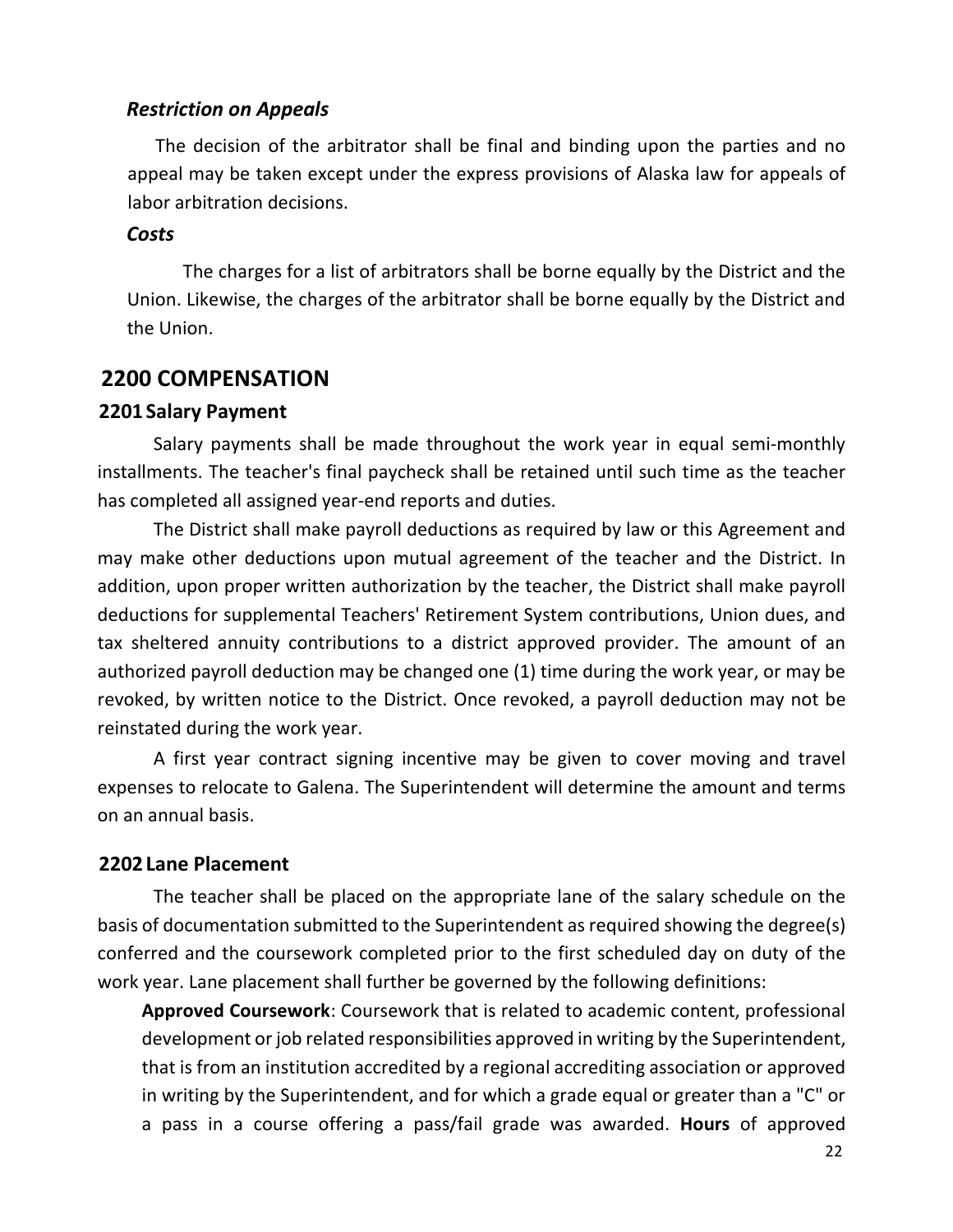### *Restriction on Appeals*

The decision of the arbitrator shall be final and binding upon the parties and no appeal may be taken except under the express provisions of Alaska law for appeals of labor arbitration decisions.

### *Costs*

The charges for a list of arbitrators shall be borne equally by the District and the Union. Likewise, the charges of the arbitrator shall be borne equally by the District and the Union.

## 2200 COMPENSATION

### 2201 Salary Payment

Salary payments shall be made throughout the work year in equal semi-monthly installments. The teacher's final paycheck shall be retained until such time as the teacher has completed all assigned year-end reports and duties.

The District shall make payroll deductions as required by law or this Agreement and may make other deductions upon mutual agreement of the teacher and the District. In addition, upon proper written authorization by the teacher, the District shall make payroll deductions for supplemental Teachers' Retirement System contributions, Union dues, and tax sheltered annuity contributions to a district approved provider. The amount of an authorized payroll deduction may be changed one (1) time during the work year, or may be revoked, by written notice to the District. Once revoked, a payroll deduction may not be reinstated during the work year.

A first year contract signing incentive may be given to cover moving and travel expenses to relocate to Galena. The Superintendent will determine the amount and terms on an annual basis.

### 2202 Lane Placement

The teacher shall be placed on the appropriate lane of the salary schedule on the basis of documentation submitted to the Superintendent as required showing the degree(s) conferred and the coursework completed prior to the first scheduled day on duty of the work year. Lane placement shall further be governed by the following definitions:

**Approved Coursework**: Coursework that is related to academic content, professional development or job related responsibilities approved in writing by the Superintendent, that is from an institution accredited by a regional accrediting association or approved in writing by the Superintendent, and for which a grade equal or greater than a "C" or a pass in a course offering a pass/fail grade was awarded. **Hours** of approved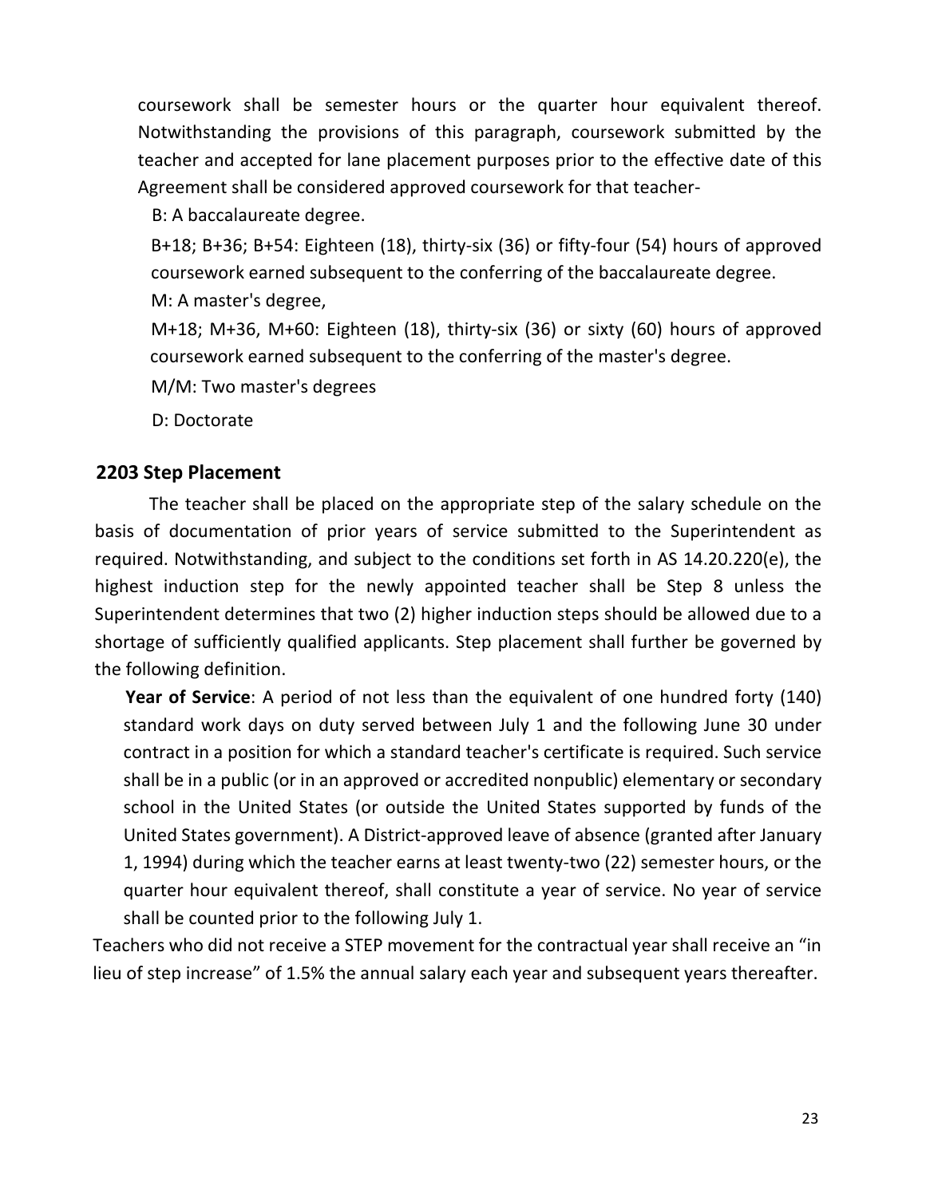coursework shall be semester hours or the quarter hour equivalent thereof. Notwithstanding the provisions of this paragraph, coursework submitted by the teacher and accepted for lane placement purposes prior to the effective date of this Agreement shall be considered approved coursework for that teacher-

B: A baccalaureate degree.

B+18; B+36; B+54: Eighteen (18), thirty-six (36) or fifty-four (54) hours of approved coursework earned subsequent to the conferring of the baccalaureate degree.

M: A master's degree,

M+18; M+36, M+60: Eighteen (18), thirty-six (36) or sixty (60) hours of approved coursework earned subsequent to the conferring of the master's degree.

M/M: Two master's degrees

D: Doctorate

## 2203 Step Placement

The teacher shall be placed on the appropriate step of the salary schedule on the basis of documentation of prior years of service submitted to the Superintendent as required. Notwithstanding, and subject to the conditions set forth in AS 14.20.220(e), the highest induction step for the newly appointed teacher shall be Step 8 unless the Superintendent determines that two (2) higher induction steps should be allowed due to a shortage of sufficiently qualified applicants. Step placement shall further be governed by the following definition.

**Year of Service**: A period of not less than the equivalent of one hundred forty (140) standard work days on duty served between July 1 and the following June 30 under contract in a position for which a standard teacher's certificate is required. Such service shall be in a public (or in an approved or accredited nonpublic) elementary or secondary school in the United States (or outside the United States supported by funds of the United States government). A District-approved leave of absence (granted after January 1, 1994) during which the teacher earns at least twenty-two (22) semester hours, or the quarter hour equivalent thereof, shall constitute a year of service. No year of service shall be counted prior to the following July 1.

Teachers who did not receive a STEP movement for the contractual year shall receive an "in lieu of step increase" of 1.5% the annual salary each year and subsequent years thereafter.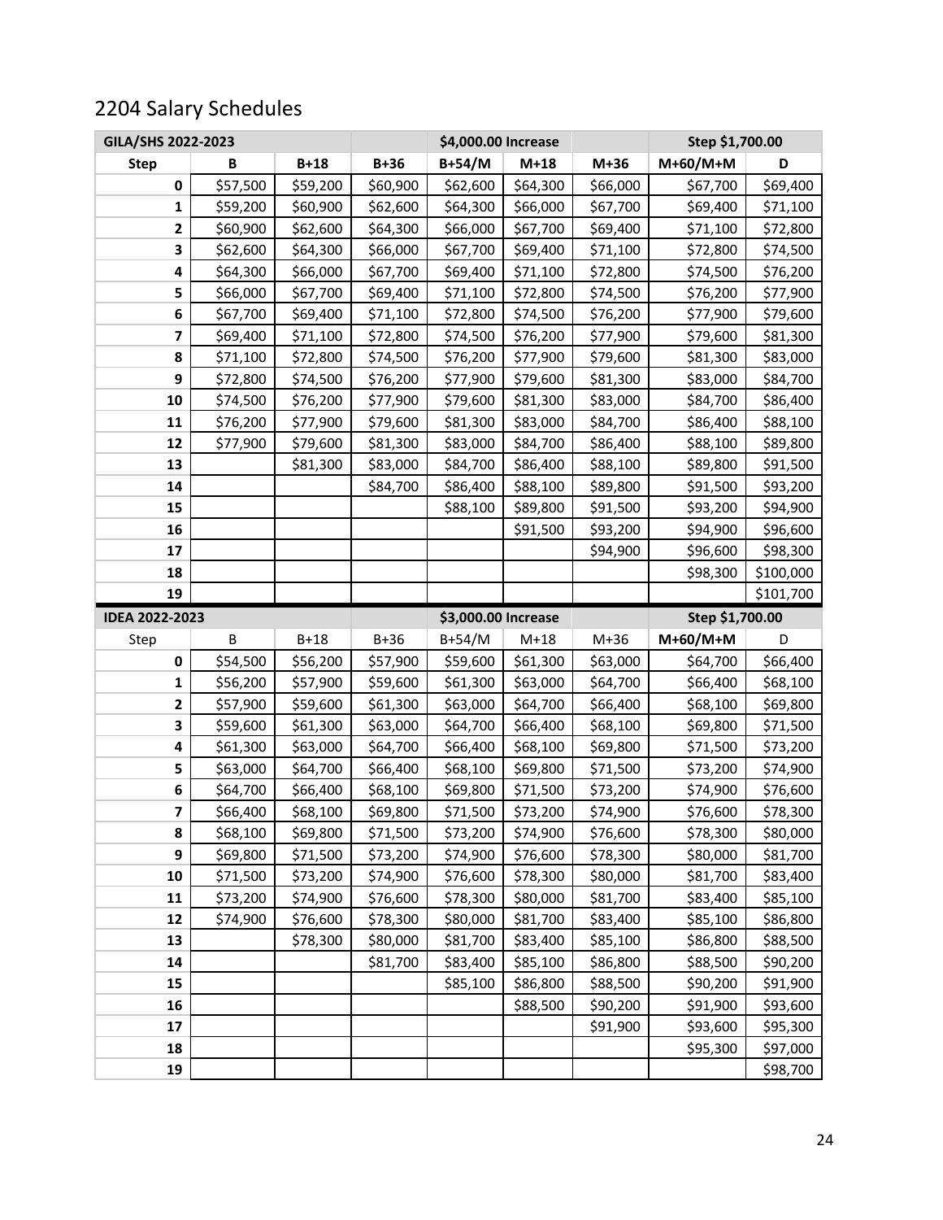## 2204 Salary Schedules

| GILA/SHS 2022-2023 | | | | $4,000.00 Increase | | | Step $1,700.00 | |
|---|---|---|---|---|---|---|---|---|
| **Step** | **B** | **B+18** | **B+36** | **B+54/M** | **M+18** | **M+36** | **M+60/M+M** | **D** |
| **0** | $57,500 | $59,200 | $60,900 | $62,600 | $64,300 | $66,000 | $67,700 | $69,400 |
| **1** | $59,200 | $60,900 | $62,600 | $64,300 | $66,000 | $67,700 | $69,400 | $71,100 |
| **2** | $60,900 | $62,600 | $64,300 | $66,000 | $67,700 | $69,400 | $71,100 | $72,800 |
| **3** | $62,600 | $64,300 | $66,000 | $67,700 | $69,400 | $71,100 | $72,800 | $74,500 |
| **4** | $64,300 | $66,000 | $67,700 | $69,400 | $71,100 | $72,800 | $74,500 | $76,200 |
| **5** | $66,000 | $67,700 | $69,400 | $71,100 | $72,800 | $74,500 | $76,200 | $77,900 |
| **6** | $67,700 | $69,400 | $71,100 | $72,800 | $74,500 | $76,200 | $77,900 | $79,600 |
| **7** | $69,400 | $71,100 | $72,800 | $74,500 | $76,200 | $77,900 | $79,600 | $81,300 |
| **8** | $71,100 | $72,800 | $74,500 | $76,200 | $77,900 | $79,600 | $81,300 | $83,000 |
| **9** | $72,800 | $74,500 | $76,200 | $77,900 | $79,600 | $81,300 | $83,000 | $84,700 |
| **10** | $74,500 | $76,200 | $77,900 | $79,600 | $81,300 | $83,000 | $84,700 | $86,400 |
| **11** | $76,200 | $77,900 | $79,600 | $81,300 | $83,000 | $84,700 | $86,400 | $88,100 |
| **12** | $77,900 | $79,600 | $81,300 | $83,000 | $84,700 | $86,400 | $88,100 | $89,800 |
| **13** | | $81,300 | $83,000 | $84,700 | $86,400 | $88,100 | $89,800 | $91,500 |
| **14** | | | $84,700 | $86,400 | $88,100 | $89,800 | $91,500 | $93,200 |
| **15** | | | | $88,100 | $89,800 | $91,500 | $93,200 | $94,900 |
| **16** | | | | | $91,500 | $93,200 | $94,900 | $96,600 |
| **17** | | | | | | $94,900 | $96,600 | $98,300 |
| **18** | | | | | | | $98,300 | $100,000 |
| **19** | | | | | | | | $101,700 |

| IDEA 2022-2023 | | | | $3,000.00 Increase | | | Step $1,700.00 | |
|---|---|---|---|---|---|---|---|---|
| Step | B | B+18 | B+36 | B+54/M | M+18 | M+36 | **M+60/M+M** | D |
| **0** | $54,500 | $56,200 | $57,900 | $59,600 | $61,300 | $63,000 | $64,700 | $66,400 |
| **1** | $56,200 | $57,900 | $59,600 | $61,300 | $63,000 | $64,700 | $66,400 | $68,100 |
| **2** | $57,900 | $59,600 | $61,300 | $63,000 | $64,700 | $66,400 | $68,100 | $69,800 |
| **3** | $59,600 | $61,300 | $63,000 | $64,700 | $66,400 | $68,100 | $69,800 | $71,500 |
| **4** | $61,300 | $63,000 | $64,700 | $66,400 | $68,100 | $69,800 | $71,500 | $73,200 |
| **5** | $63,000 | $64,700 | $66,400 | $68,100 | $69,800 | $71,500 | $73,200 | $74,900 |
| **6** | $64,700 | $66,400 | $68,100 | $69,800 | $71,500 | $73,200 | $74,900 | $76,600 |
| **7** | $66,400 | $68,100 | $69,800 | $71,500 | $73,200 | $74,900 | $76,600 | $78,300 |
| **8** | $68,100 | $69,800 | $71,500 | $73,200 | $74,900 | $76,600 | $78,300 | $80,000 |
| **9** | $69,800 | $71,500 | $73,200 | $74,900 | $76,600 | $78,300 | $80,000 | $81,700 |
| **10** | $71,500 | $73,200 | $74,900 | $76,600 | $78,300 | $80,000 | $81,700 | $83,400 |
| **11** | $73,200 | $74,900 | $76,600 | $78,300 | $80,000 | $81,700 | $83,400 | $85,100 |
| **12** | $74,900 | $76,600 | $78,300 | $80,000 | $81,700 | $83,400 | $85,100 | $86,800 |
| **13** | | $78,300 | $80,000 | $81,700 | $83,400 | $85,100 | $86,800 | $88,500 |
| **14** | | | $81,700 | $83,400 | $85,100 | $86,800 | $88,500 | $90,200 |
| **15** | | | | $85,100 | $86,800 | $88,500 | $90,200 | $91,900 |
| **16** | | | | | $88,500 | $90,200 | $91,900 | $93,600 |
| **17** | | | | | | $91,900 | $93,600 | $95,300 |
| **18** | | | | | | | $95,300 | $97,000 |
| **19** | | | | | | | | $98,700 |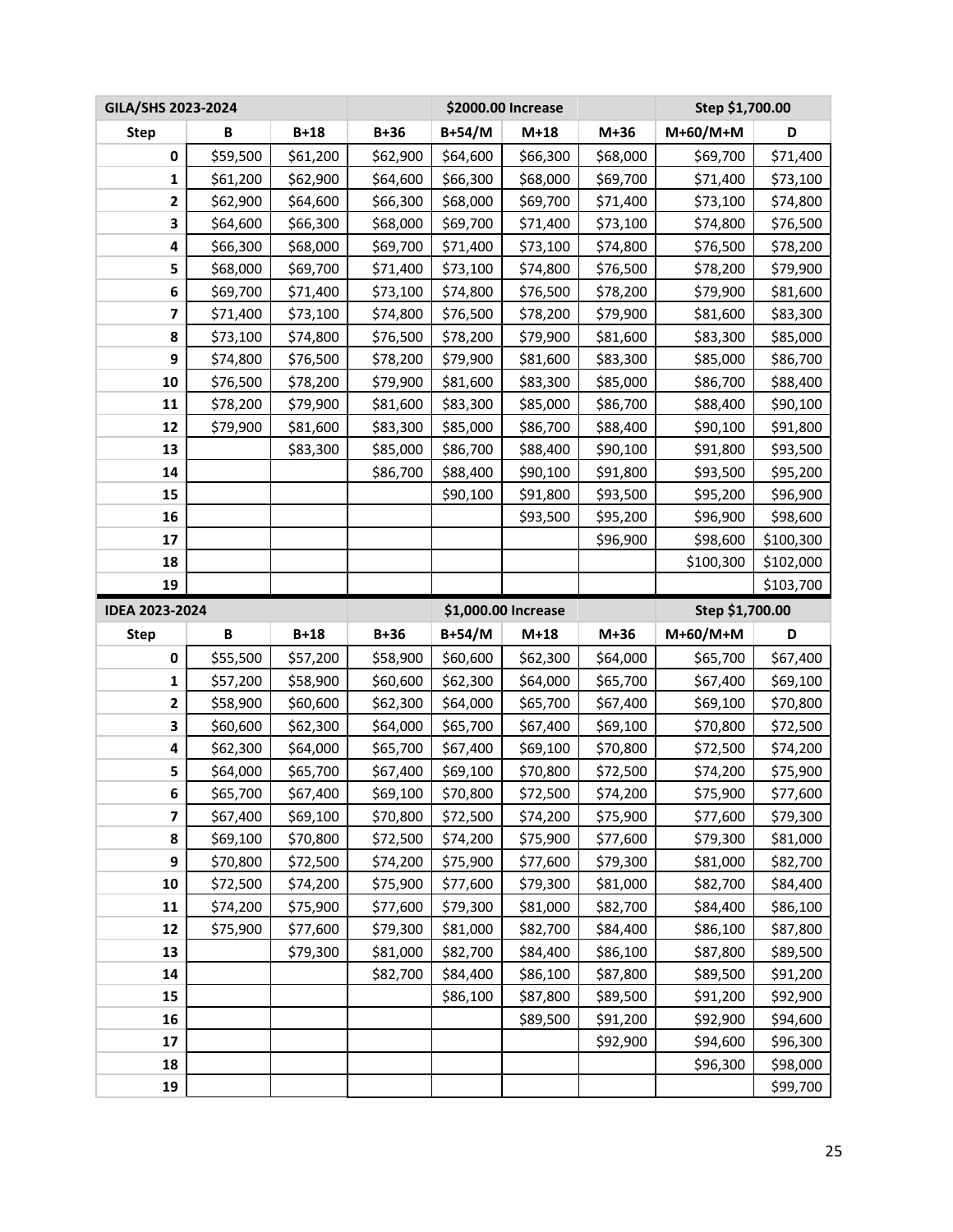| GILA/SHS 2023-2024 | | | | $2000.00 Increase | | | Step $1,700.00 | |
|---|---|---|---|---|---|---|---|---|
| Step | B | B+18 | B+36 | B+54/M | M+18 | M+36 | M+60/M+M | D |
| 0 | $59,500 | $61,200 | $62,900 | $64,600 | $66,300 | $68,000 | $69,700 | $71,400 |
| 1 | $61,200 | $62,900 | $64,600 | $66,300 | $68,000 | $69,700 | $71,400 | $73,100 |
| 2 | $62,900 | $64,600 | $66,300 | $68,000 | $69,700 | $71,400 | $73,100 | $74,800 |
| 3 | $64,600 | $66,300 | $68,000 | $69,700 | $71,400 | $73,100 | $74,800 | $76,500 |
| 4 | $66,300 | $68,000 | $69,700 | $71,400 | $73,100 | $74,800 | $76,500 | $78,200 |
| 5 | $68,000 | $69,700 | $71,400 | $73,100 | $74,800 | $76,500 | $78,200 | $79,900 |
| 6 | $69,700 | $71,400 | $73,100 | $74,800 | $76,500 | $78,200 | $79,900 | $81,600 |
| 7 | $71,400 | $73,100 | $74,800 | $76,500 | $78,200 | $79,900 | $81,600 | $83,300 |
| 8 | $73,100 | $74,800 | $76,500 | $78,200 | $79,900 | $81,600 | $83,300 | $85,000 |
| 9 | $74,800 | $76,500 | $78,200 | $79,900 | $81,600 | $83,300 | $85,000 | $86,700 |
| 10 | $76,500 | $78,200 | $79,900 | $81,600 | $83,300 | $85,000 | $86,700 | $88,400 |
| 11 | $78,200 | $79,900 | $81,600 | $83,300 | $85,000 | $86,700 | $88,400 | $90,100 |
| 12 | $79,900 | $81,600 | $83,300 | $85,000 | $86,700 | $88,400 | $90,100 | $91,800 |
| 13 | | $83,300 | $85,000 | $86,700 | $88,400 | $90,100 | $91,800 | $93,500 |
| 14 | | | $86,700 | $88,400 | $90,100 | $91,800 | $93,500 | $95,200 |
| 15 | | | | $90,100 | $91,800 | $93,500 | $95,200 | $96,900 |
| 16 | | | | | $93,500 | $95,200 | $96,900 | $98,600 |
| 17 | | | | | | $96,900 | $98,600 | $100,300 |
| 18 | | | | | | | $100,300 | $102,000 |
| 19 | | | | | | | | $103,700 |

| IDEA 2023-2024 | | | | $1,000.00 Increase | | | Step $1,700.00 | |
|---|---|---|---|---|---|---|---|---|
| Step | B | B+18 | B+36 | B+54/M | M+18 | M+36 | M+60/M+M | D |
| 0 | $55,500 | $57,200 | $58,900 | $60,600 | $62,300 | $64,000 | $65,700 | $67,400 |
| 1 | $57,200 | $58,900 | $60,600 | $62,300 | $64,000 | $65,700 | $67,400 | $69,100 |
| 2 | $58,900 | $60,600 | $62,300 | $64,000 | $65,700 | $67,400 | $69,100 | $70,800 |
| 3 | $60,600 | $62,300 | $64,000 | $65,700 | $67,400 | $69,100 | $70,800 | $72,500 |
| 4 | $62,300 | $64,000 | $65,700 | $67,400 | $69,100 | $70,800 | $72,500 | $74,200 |
| 5 | $64,000 | $65,700 | $67,400 | $69,100 | $70,800 | $72,500 | $74,200 | $75,900 |
| 6 | $65,700 | $67,400 | $69,100 | $70,800 | $72,500 | $74,200 | $75,900 | $77,600 |
| 7 | $67,400 | $69,100 | $70,800 | $72,500 | $74,200 | $75,900 | $77,600 | $79,300 |
| 8 | $69,100 | $70,800 | $72,500 | $74,200 | $75,900 | $77,600 | $79,300 | $81,000 |
| 9 | $70,800 | $72,500 | $74,200 | $75,900 | $77,600 | $79,300 | $81,000 | $82,700 |
| 10 | $72,500 | $74,200 | $75,900 | $77,600 | $79,300 | $81,000 | $82,700 | $84,400 |
| 11 | $74,200 | $75,900 | $77,600 | $79,300 | $81,000 | $82,700 | $84,400 | $86,100 |
| 12 | $75,900 | $77,600 | $79,300 | $81,000 | $82,700 | $84,400 | $86,100 | $87,800 |
| 13 | | $79,300 | $81,000 | $82,700 | $84,400 | $86,100 | $87,800 | $89,500 |
| 14 | | | $82,700 | $84,400 | $86,100 | $87,800 | $89,500 | $91,200 |
| 15 | | | | $86,100 | $87,800 | $89,500 | $91,200 | $92,900 |
| 16 | | | | | $89,500 | $91,200 | $92,900 | $94,600 |
| 17 | | | | | | $92,900 | $94,600 | $96,300 |
| 18 | | | | | | | $96,300 | $98,000 |
| 19 | | | | | | | | $99,700 |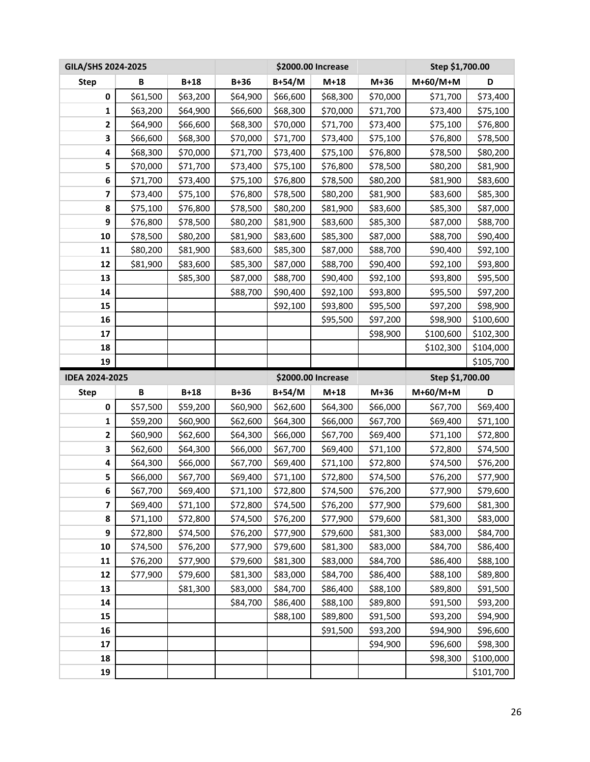| GILA/SHS 2024-2025 | | | | $2000.00 Increase | | | Step $1,700.00 | |
|---|---|---|---|---|---|---|---|---|
| Step | B | B+18 | B+36 | B+54/M | M+18 | M+36 | M+60/M+M | D |
| 0 | $61,500 | $63,200 | $64,900 | $66,600 | $68,300 | $70,000 | $71,700 | $73,400 |
| 1 | $63,200 | $64,900 | $66,600 | $68,300 | $70,000 | $71,700 | $73,400 | $75,100 |
| 2 | $64,900 | $66,600 | $68,300 | $70,000 | $71,700 | $73,400 | $75,100 | $76,800 |
| 3 | $66,600 | $68,300 | $70,000 | $71,700 | $73,400 | $75,100 | $76,800 | $78,500 |
| 4 | $68,300 | $70,000 | $71,700 | $73,400 | $75,100 | $76,800 | $78,500 | $80,200 |
| 5 | $70,000 | $71,700 | $73,400 | $75,100 | $76,800 | $78,500 | $80,200 | $81,900 |
| 6 | $71,700 | $73,400 | $75,100 | $76,800 | $78,500 | $80,200 | $81,900 | $83,600 |
| 7 | $73,400 | $75,100 | $76,800 | $78,500 | $80,200 | $81,900 | $83,600 | $85,300 |
| 8 | $75,100 | $76,800 | $78,500 | $80,200 | $81,900 | $83,600 | $85,300 | $87,000 |
| 9 | $76,800 | $78,500 | $80,200 | $81,900 | $83,600 | $85,300 | $87,000 | $88,700 |
| 10 | $78,500 | $80,200 | $81,900 | $83,600 | $85,300 | $87,000 | $88,700 | $90,400 |
| 11 | $80,200 | $81,900 | $83,600 | $85,300 | $87,000 | $88,700 | $90,400 | $92,100 |
| 12 | $81,900 | $83,600 | $85,300 | $87,000 | $88,700 | $90,400 | $92,100 | $93,800 |
| 13 | | $85,300 | $87,000 | $88,700 | $90,400 | $92,100 | $93,800 | $95,500 |
| 14 | | | $88,700 | $90,400 | $92,100 | $93,800 | $95,500 | $97,200 |
| 15 | | | | $92,100 | $93,800 | $95,500 | $97,200 | $98,900 |
| 16 | | | | | $95,500 | $97,200 | $98,900 | $100,600 |
| 17 | | | | | | $98,900 | $100,600 | $102,300 |
| 18 | | | | | | | $102,300 | $104,000 |
| 19 | | | | | | | | $105,700 |

| IDEA 2024-2025 | | | | $2000.00 Increase | | | Step $1,700.00 | |
|---|---|---|---|---|---|---|---|---|
| Step | B | B+18 | B+36 | B+54/M | M+18 | M+36 | M+60/M+M | D |
| 0 | $57,500 | $59,200 | $60,900 | $62,600 | $64,300 | $66,000 | $67,700 | $69,400 |
| 1 | $59,200 | $60,900 | $62,600 | $64,300 | $66,000 | $67,700 | $69,400 | $71,100 |
| 2 | $60,900 | $62,600 | $64,300 | $66,000 | $67,700 | $69,400 | $71,100 | $72,800 |
| 3 | $62,600 | $64,300 | $66,000 | $67,700 | $69,400 | $71,100 | $72,800 | $74,500 |
| 4 | $64,300 | $66,000 | $67,700 | $69,400 | $71,100 | $72,800 | $74,500 | $76,200 |
| 5 | $66,000 | $67,700 | $69,400 | $71,100 | $72,800 | $74,500 | $76,200 | $77,900 |
| 6 | $67,700 | $69,400 | $71,100 | $72,800 | $74,500 | $76,200 | $77,900 | $79,600 |
| 7 | $69,400 | $71,100 | $72,800 | $74,500 | $76,200 | $77,900 | $79,600 | $81,300 |
| 8 | $71,100 | $72,800 | $74,500 | $76,200 | $77,900 | $79,600 | $81,300 | $83,000 |
| 9 | $72,800 | $74,500 | $76,200 | $77,900 | $79,600 | $81,300 | $83,000 | $84,700 |
| 10 | $74,500 | $76,200 | $77,900 | $79,600 | $81,300 | $83,000 | $84,700 | $86,400 |
| 11 | $76,200 | $77,900 | $79,600 | $81,300 | $83,000 | $84,700 | $86,400 | $88,100 |
| 12 | $77,900 | $79,600 | $81,300 | $83,000 | $84,700 | $86,400 | $88,100 | $89,800 |
| 13 | | $81,300 | $83,000 | $84,700 | $86,400 | $88,100 | $89,800 | $91,500 |
| 14 | | | $84,700 | $86,400 | $88,100 | $89,800 | $91,500 | $93,200 |
| 15 | | | | $88,100 | $89,800 | $91,500 | $93,200 | $94,900 |
| 16 | | | | | $91,500 | $93,200 | $94,900 | $96,600 |
| 17 | | | | | | $94,900 | $96,600 | $98,300 |
| 18 | | | | | | | $98,300 | $100,000 |
| 19 | | | | | | | | $101,700 |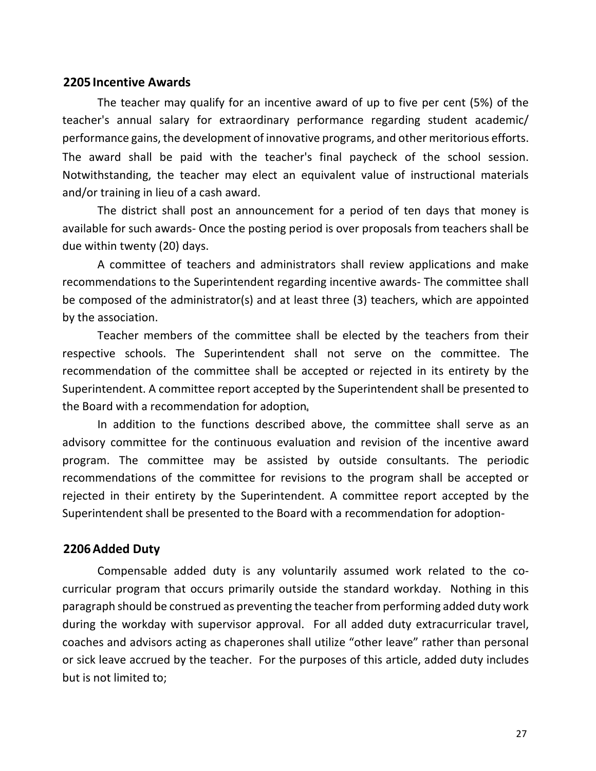## 2205 Incentive Awards

The teacher may qualify for an incentive award of up to five per cent (5%) of the teacher's annual salary for extraordinary performance regarding student academic/ performance gains, the development of innovative programs, and other meritorious efforts. The award shall be paid with the teacher's final paycheck of the school session. Notwithstanding, the teacher may elect an equivalent value of instructional materials and/or training in lieu of a cash award.

The district shall post an announcement for a period of ten days that money is available for such awards- Once the posting period is over proposals from teachers shall be due within twenty (20) days.

A committee of teachers and administrators shall review applications and make recommendations to the Superintendent regarding incentive awards- The committee shall be composed of the administrator(s) and at least three (3) teachers, which are appointed by the association.

Teacher members of the committee shall be elected by the teachers from their respective schools. The Superintendent shall not serve on the committee. The recommendation of the committee shall be accepted or rejected in its entirety by the Superintendent. A committee report accepted by the Superintendent shall be presented to the Board with a recommendation for adoption.

In addition to the functions described above, the committee shall serve as an advisory committee for the continuous evaluation and revision of the incentive award program. The committee may be assisted by outside consultants. The periodic recommendations of the committee for revisions to the program shall be accepted or rejected in their entirety by the Superintendent. A committee report accepted by the Superintendent shall be presented to the Board with a recommendation for adoption-

## 2206 Added Duty

Compensable added duty is any voluntarily assumed work related to the co-curricular program that occurs primarily outside the standard workday. Nothing in this paragraph should be construed as preventing the teacher from performing added duty work during the workday with supervisor approval. For all added duty extracurricular travel, coaches and advisors acting as chaperones shall utilize "other leave" rather than personal or sick leave accrued by the teacher. For the purposes of this article, added duty includes but is not limited to;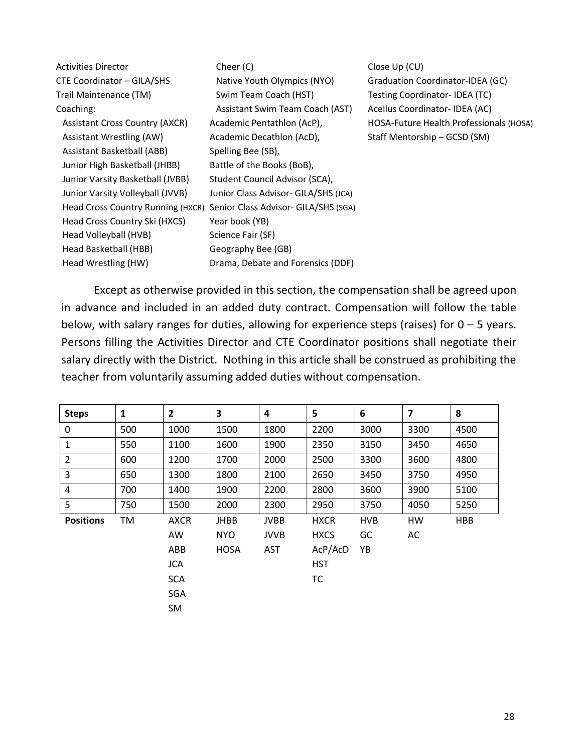Activities Director
CTE Coordinator – GILA/SHS
Trail Maintenance (TM)
Coaching:
- Assistant Cross Country (AXCR)
- Assistant Wrestling (AW)
- Assistant Basketball (ABB)
- Junior High Basketball (JHBB)
- Junior Varsity Basketball (JVBB)
- Junior Varsity Volleyball (JVVB)
- Head Cross Country Running (HXCR)
- Head Cross Country Ski (HXCS)
- Head Volleyball (HVB)
- Head Basketball (HBB)
- Head Wrestling (HW)

Cheer (C)
Native Youth Olympics (NYO)
Swim Team Coach (HST)
Assistant Swim Team Coach (AST)
Academic Pentathlon (AcP),
Academic Decathlon (AcD),
Spelling Bee (SB),
Battle of the Books (BoB),
Student Council Advisor (SCA),
Junior Class Advisor- GILA/SHS (JCA)
Senior Class Advisor- GILA/SHS (SGA)
Year book (YB)
Science Fair (SF)
Geography Bee (GB)
Drama, Debate and Forensics (DDF)

Close Up (CU)
Graduation Coordinator-IDEA (GC)
Testing Coordinator- IDEA (TC)
Acellus Coordinator- IDEA (AC)
HOSA-Future Health Professionals (HOSA)
Staff Mentorship – GCSD (SM)

Except as otherwise provided in this section, the compensation shall be agreed upon in advance and included in an added duty contract. Compensation will follow the table below, with salary ranges for duties, allowing for experience steps (raises) for 0 – 5 years. Persons filling the Activities Director and CTE Coordinator positions shall negotiate their salary directly with the District. Nothing in this article shall be construed as prohibiting the teacher from voluntarily assuming added duties without compensation.

| **Steps** | **1** | **2** | **3** | **4** | **5** | **6** | **7** | **8** |
|---|---|---|---|---|---|---|---|---|
| 0 | 500 | 1000 | 1500 | 1800 | 2200 | 3000 | 3300 | 4500 |
| 1 | 550 | 1100 | 1600 | 1900 | 2350 | 3150 | 3450 | 4650 |
| 2 | 600 | 1200 | 1700 | 2000 | 2500 | 3300 | 3600 | 4800 |
| 3 | 650 | 1300 | 1800 | 2100 | 2650 | 3450 | 3750 | 4950 |
| 4 | 700 | 1400 | 1900 | 2200 | 2800 | 3600 | 3900 | 5100 |
| 5 | 750 | 1500 | 2000 | 2300 | 2950 | 3750 | 4050 | 5250 |
| **Positions** | TM | AXCR | JHBB | JVBB | HXCR | HVB | HW | HBB |
| | | AW | NYO | JVVB | HXCS | GC | AC | |
| | | ABB | HOSA | AST | AcP/AcD | YB | | |
| | | JCA | | | HST | | | |
| | | SCA | | | TC | | | |
| | | SGA | | | | | | |
| | | SM | | | | | | |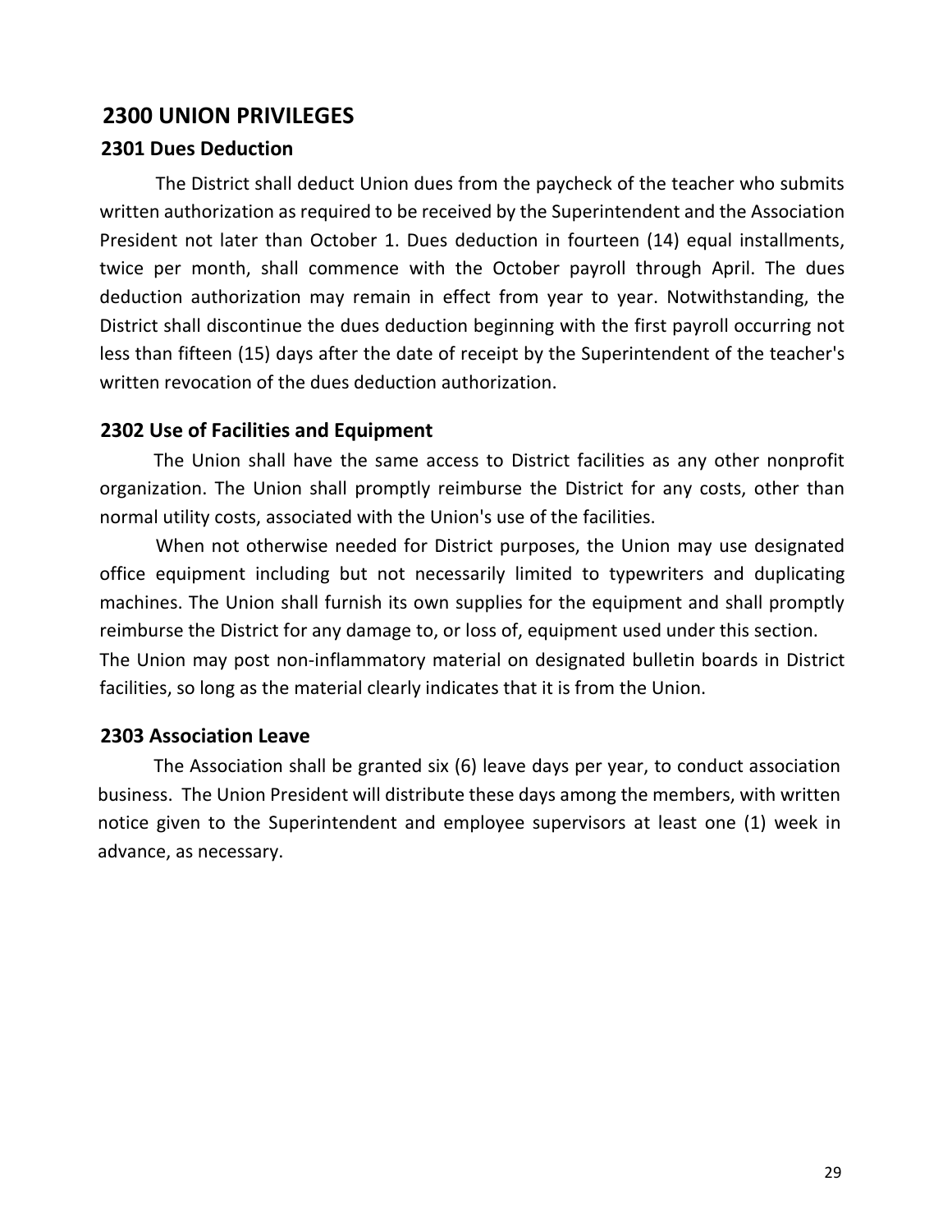## 2300 UNION PRIVILEGES

### 2301 Dues Deduction

The District shall deduct Union dues from the paycheck of the teacher who submits written authorization as required to be received by the Superintendent and the Association President not later than October 1. Dues deduction in fourteen (14) equal installments, twice per month, shall commence with the October payroll through April. The dues deduction authorization may remain in effect from year to year. Notwithstanding, the District shall discontinue the dues deduction beginning with the first payroll occurring not less than fifteen (15) days after the date of receipt by the Superintendent of the teacher's written revocation of the dues deduction authorization.

### 2302 Use of Facilities and Equipment

The Union shall have the same access to District facilities as any other nonprofit organization. The Union shall promptly reimburse the District for any costs, other than normal utility costs, associated with the Union's use of the facilities.

When not otherwise needed for District purposes, the Union may use designated office equipment including but not necessarily limited to typewriters and duplicating machines. The Union shall furnish its own supplies for the equipment and shall promptly reimburse the District for any damage to, or loss of, equipment used under this section.

The Union may post non-inflammatory material on designated bulletin boards in District facilities, so long as the material clearly indicates that it is from the Union.

### 2303 Association Leave

The Association shall be granted six (6) leave days per year, to conduct association business. The Union President will distribute these days among the members, with written notice given to the Superintendent and employee supervisors at least one (1) week in advance, as necessary.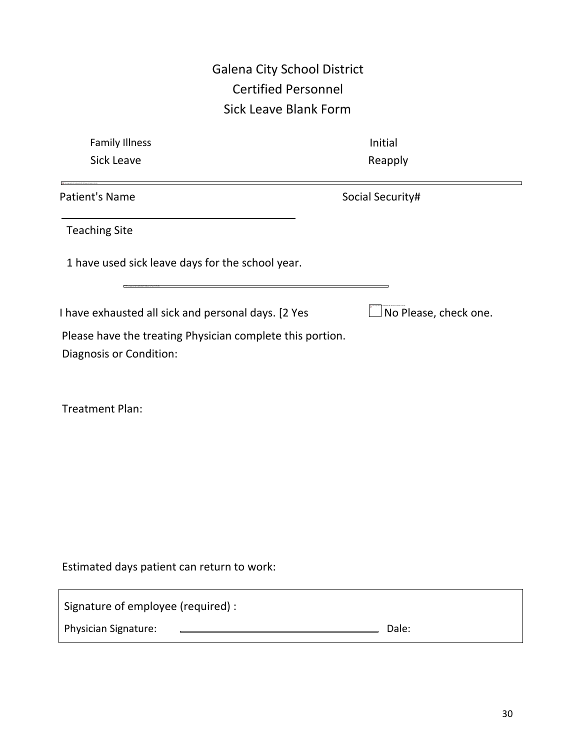# Galena City School District
## Certified Personnel
## Sick Leave Blank Form

Family Illness

Sick Leave

Initial

Reapply

Patient's Name

Social Security#

Teaching Site

1 have used sick leave days for the school year.

I have exhausted all sick and personal days. [2 Yes ☐ No Please, check one.

Please have the treating Physician complete this portion.

Diagnosis or Condition:

Treatment Plan:

Estimated days patient can return to work:

Signature of employee (required) :

Physician Signature: \_\_\_\_\_\_\_\_\_\_\_\_\_\_\_\_\_\_\_\_\_\_\_\_\_\_\_\_ Dale: